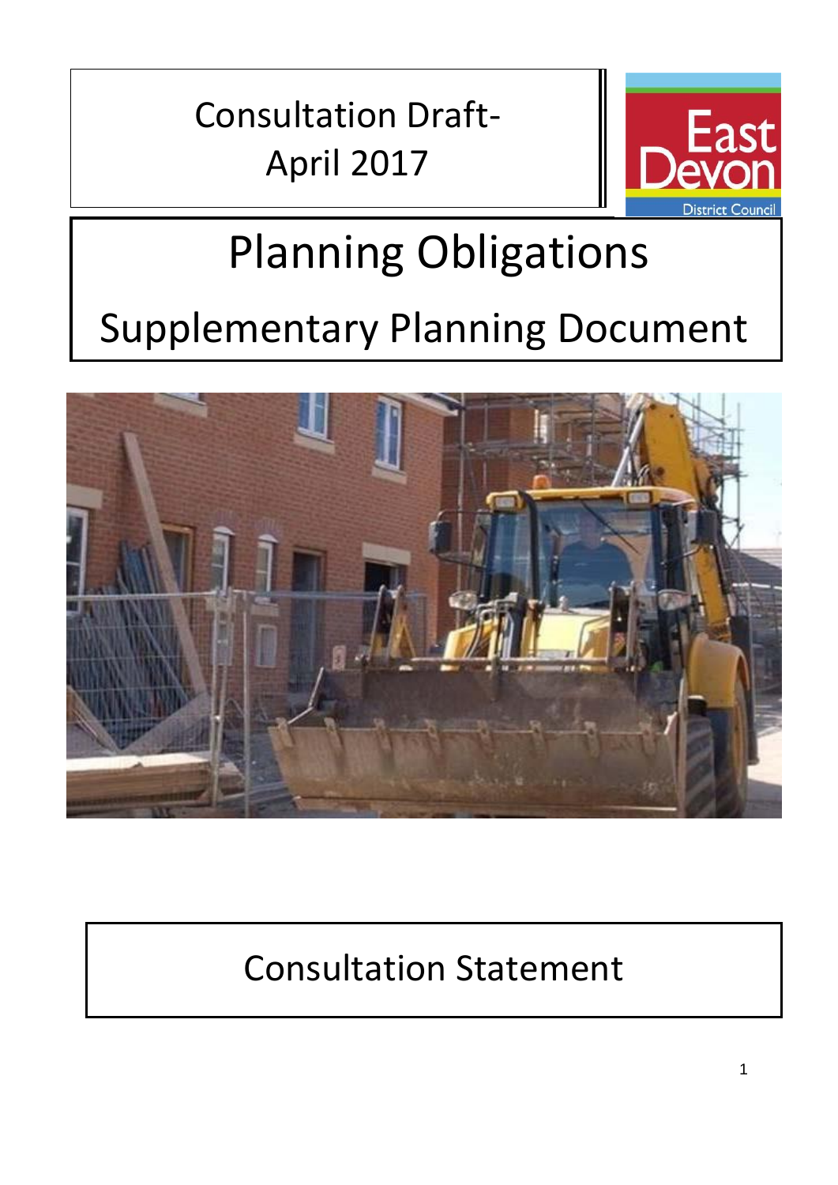Consultation Draft-
April 2017

East Devon District Council

# Planning Obligations

## Supplementary Planning Document

## Consultation Statement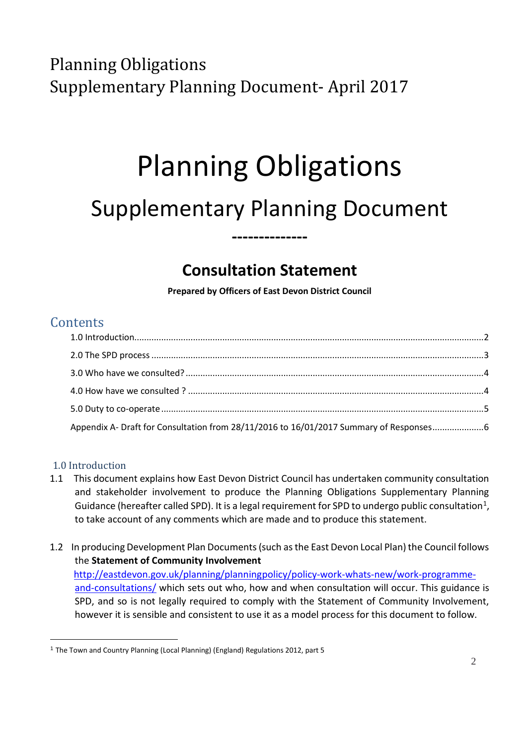Planning Obligations
Supplementary Planning Document- April 2017

# Planning Obligations

## Supplementary Planning Document

**-------------**

## Consultation Statement

**Prepared by Officers of East Devon District Council**

## Contents

1.0 Introduction....2

2.0 The SPD process....3

3.0 Who have we consulted?....4

4.0 How have we consulted ?....4

5.0 Duty to co-operate....5

Appendix A- Draft for Consultation from 28/11/2016 to 16/01/2017 Summary of Responses....6

### 1.0 Introduction

1.1 This document explains how East Devon District Council has undertaken community consultation and stakeholder involvement to produce the Planning Obligations Supplementary Planning Guidance (hereafter called SPD). It is a legal requirement for SPD to undergo public consultation[1], to take account of any comments which are made and to produce this statement.

1.2 In producing Development Plan Documents (such as the East Devon Local Plan) the Council follows the **Statement of Community Involvement** http://eastdevon.gov.uk/planning/planningpolicy/policy-work-whats-new/work-programme-and-consultations/ which sets out who, how and when consultation will occur. This guidance is SPD, and so is not legally required to comply with the Statement of Community Involvement, however it is sensible and consistent to use it as a model process for this document to follow.

[1] The Town and Country Planning (Local Planning) (England) Regulations 2012, part 5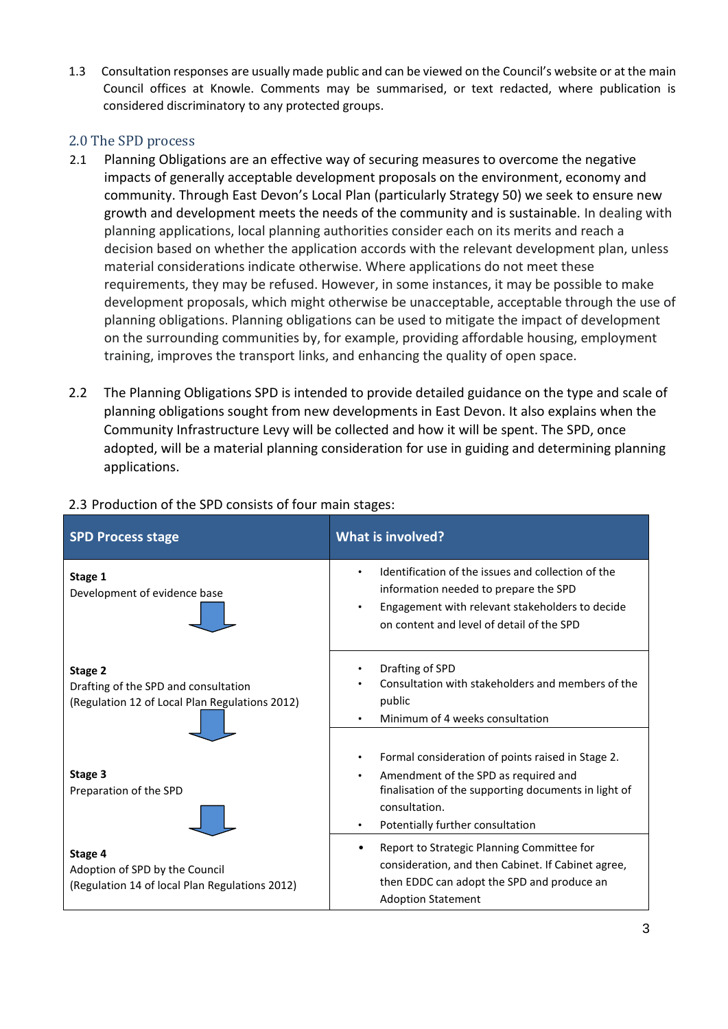1.3 Consultation responses are usually made public and can be viewed on the Council's website or at the main Council offices at Knowle. Comments may be summarised, or text redacted, where publication is considered discriminatory to any protected groups.

## 2.0 The SPD process

2.1 Planning Obligations are an effective way of securing measures to overcome the negative impacts of generally acceptable development proposals on the environment, economy and community. Through East Devon's Local Plan (particularly Strategy 50) we seek to ensure new growth and development meets the needs of the community and is sustainable. In dealing with planning applications, local planning authorities consider each on its merits and reach a decision based on whether the application accords with the relevant development plan, unless material considerations indicate otherwise. Where applications do not meet these requirements, they may be refused. However, in some instances, it may be possible to make development proposals, which might otherwise be unacceptable, acceptable through the use of planning obligations. Planning obligations can be used to mitigate the impact of development on the surrounding communities by, for example, providing affordable housing, employment training, improves the transport links, and enhancing the quality of open space.

2.2 The Planning Obligations SPD is intended to provide detailed guidance on the type and scale of planning obligations sought from new developments in East Devon. It also explains when the Community Infrastructure Levy will be collected and how it will be spent. The SPD, once adopted, will be a material planning consideration for use in guiding and determining planning applications.

2.3 Production of the SPD consists of four main stages:

| SPD Process stage | What is involved? |
|---|---|
| **Stage 1**<br>Development of evidence base | • Identification of the issues and collection of the information needed to prepare the SPD<br>• Engagement with relevant stakeholders to decide on content and level of detail of the SPD |
| **Stage 2**<br>Drafting of the SPD and consultation<br>(Regulation 12 of Local Plan Regulations 2012) | • Drafting of SPD<br>• Consultation with stakeholders and members of the public<br>• Minimum of 4 weeks consultation |
| **Stage 3**<br>Preparation of the SPD | • Formal consideration of points raised in Stage 2.<br>• Amendment of the SPD as required and finalisation of the supporting documents in light of consultation.<br>• Potentially further consultation |
| **Stage 4**<br>Adoption of SPD by the Council<br>(Regulation 14 of local Plan Regulations 2012) | • Report to Strategic Planning Committee for consideration, and then Cabinet. If Cabinet agree, then EDDC can adopt the SPD and produce an Adoption Statement |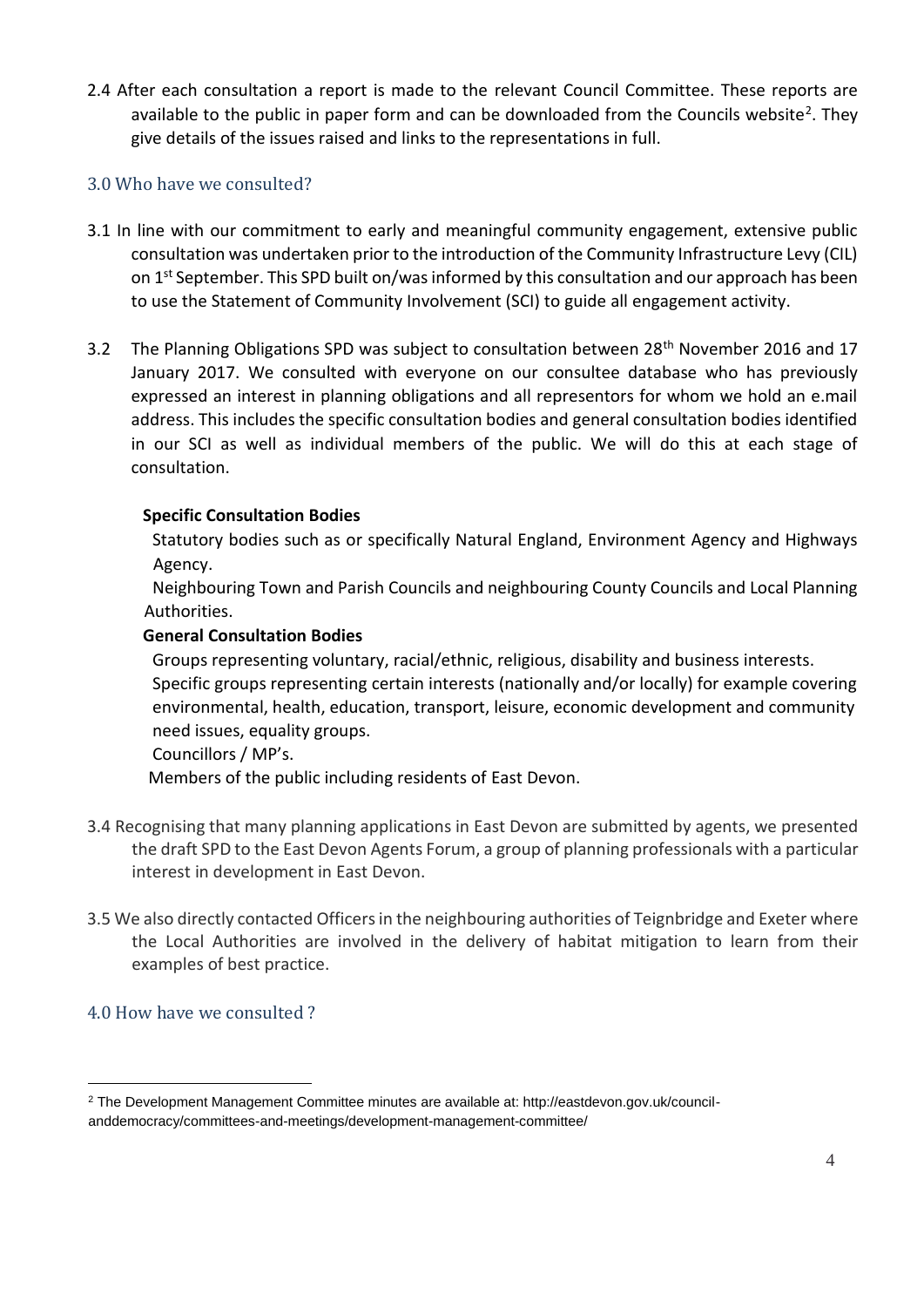2.4 After each consultation a report is made to the relevant Council Committee. These reports are available to the public in paper form and can be downloaded from the Councils website[2]. They give details of the issues raised and links to the representations in full.

## 3.0 Who have we consulted?

3.1 In line with our commitment to early and meaningful community engagement, extensive public consultation was undertaken prior to the introduction of the Community Infrastructure Levy (CIL) on 1st September. This SPD built on/was informed by this consultation and our approach has been to use the Statement of Community Involvement (SCI) to guide all engagement activity.

3.2 The Planning Obligations SPD was subject to consultation between 28th November 2016 and 17 January 2017. We consulted with everyone on our consultee database who has previously expressed an interest in planning obligations and all representors for whom we hold an e.mail address. This includes the specific consultation bodies and general consultation bodies identified in our SCI as well as individual members of the public. We will do this at each stage of consultation.

**Specific Consultation Bodies**

Statutory bodies such as or specifically Natural England, Environment Agency and Highways Agency.

Neighbouring Town and Parish Councils and neighbouring County Councils and Local Planning Authorities.

**General Consultation Bodies**

Groups representing voluntary, racial/ethnic, religious, disability and business interests.

Specific groups representing certain interests (nationally and/or locally) for example covering environmental, health, education, transport, leisure, economic development and community need issues, equality groups.

Councillors / MP's.

Members of the public including residents of East Devon.

3.4 Recognising that many planning applications in East Devon are submitted by agents, we presented the draft SPD to the East Devon Agents Forum, a group of planning professionals with a particular interest in development in East Devon.

3.5 We also directly contacted Officers in the neighbouring authorities of Teignbridge and Exeter where the Local Authorities are involved in the delivery of habitat mitigation to learn from their examples of best practice.

## 4.0 How have we consulted ?

---

[2] The Development Management Committee minutes are available at: http://eastdevon.gov.uk/council-anddemocracy/committees-and-meetings/development-management-committee/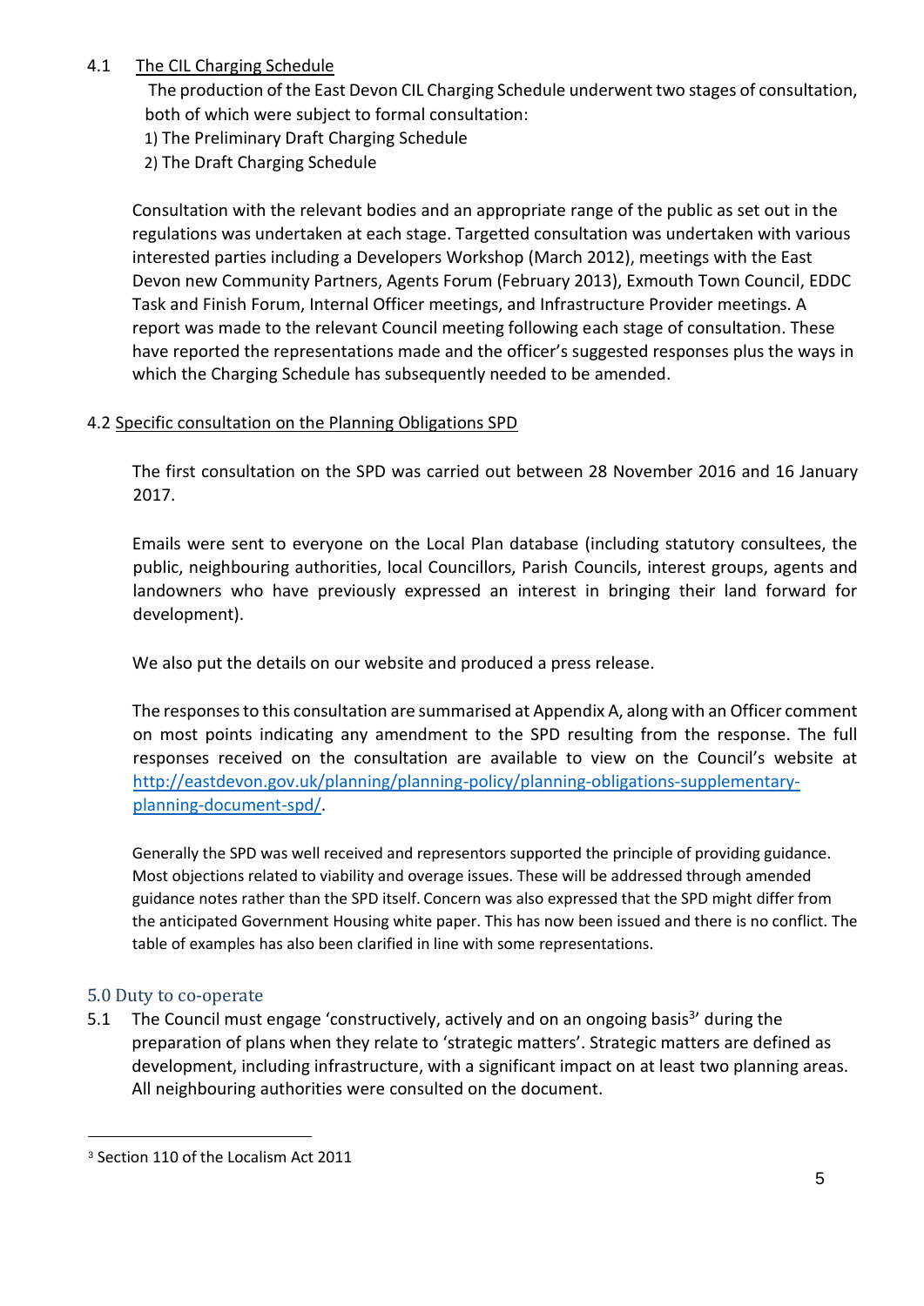### 4.1 The CIL Charging Schedule

The production of the East Devon CIL Charging Schedule underwent two stages of consultation, both of which were subject to formal consultation:

1) The Preliminary Draft Charging Schedule
2) The Draft Charging Schedule

Consultation with the relevant bodies and an appropriate range of the public as set out in the regulations was undertaken at each stage. Targetted consultation was undertaken with various interested parties including a Developers Workshop (March 2012), meetings with the East Devon new Community Partners, Agents Forum (February 2013), Exmouth Town Council, EDDC Task and Finish Forum, Internal Officer meetings, and Infrastructure Provider meetings. A report was made to the relevant Council meeting following each stage of consultation. These have reported the representations made and the officer's suggested responses plus the ways in which the Charging Schedule has subsequently needed to be amended.

### 4.2 Specific consultation on the Planning Obligations SPD

The first consultation on the SPD was carried out between 28 November 2016 and 16 January 2017.

Emails were sent to everyone on the Local Plan database (including statutory consultees, the public, neighbouring authorities, local Councillors, Parish Councils, interest groups, agents and landowners who have previously expressed an interest in bringing their land forward for development).

We also put the details on our website and produced a press release.

The responses to this consultation are summarised at Appendix A, along with an Officer comment on most points indicating any amendment to the SPD resulting from the response. The full responses received on the consultation are available to view on the Council's website at [http://eastdevon.gov.uk/planning/planning-policy/planning-obligations-supplementary-planning-document-spd/](http://eastdevon.gov.uk/planning/planning-policy/planning-obligations-supplementary-planning-document-spd/).

Generally the SPD was well received and representors supported the principle of providing guidance. Most objections related to viability and overage issues. These will be addressed through amended guidance notes rather than the SPD itself. Concern was also expressed that the SPD might differ from the anticipated Government Housing white paper. This has now been issued and there is no conflict. The table of examples has also been clarified in line with some representations.

## 5.0 Duty to co-operate

5.1 The Council must engage 'constructively, actively and on an ongoing basis[3]' during the preparation of plans when they relate to 'strategic matters'. Strategic matters are defined as development, including infrastructure, with a significant impact on at least two planning areas. All neighbouring authorities were consulted on the document.

[3] Section 110 of the Localism Act 2011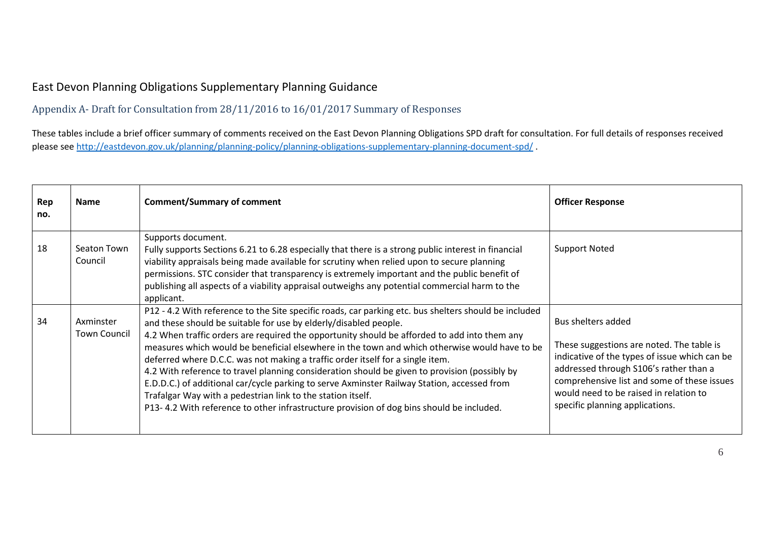# East Devon Planning Obligations Supplementary Planning Guidance

## Appendix A- Draft for Consultation from 28/11/2016 to 16/01/2017 Summary of Responses

These tables include a brief officer summary of comments received on the East Devon Planning Obligations SPD draft for consultation. For full details of responses received please see http://eastdevon.gov.uk/planning/planning-policy/planning-obligations-supplementary-planning-document-spd/ .

| Rep no. | Name | Comment/Summary of comment | Officer Response |
|---|---|---|---|
| 18 | Seaton Town Council | Supports document.<br>Fully supports Sections 6.21 to 6.28 especially that there is a strong public interest in financial viability appraisals being made available for scrutiny when relied upon to secure planning permissions. STC consider that transparency is extremely important and the public benefit of publishing all aspects of a viability appraisal outweighs any potential commercial harm to the applicant. | Support Noted |
| 34 | Axminster Town Council | P12 - 4.2 With reference to the Site specific roads, car parking etc. bus shelters should be included and these should be suitable for use by elderly/disabled people.<br>4.2 When traffic orders are required the opportunity should be afforded to add into them any measures which would be beneficial elsewhere in the town and which otherwise would have to be deferred where D.C.C. was not making a traffic order itself for a single item.<br>4.2 With reference to travel planning consideration should be given to provision (possibly by E.D.D.C.) of additional car/cycle parking to serve Axminster Railway Station, accessed from Trafalgar Way with a pedestrian link to the station itself.<br>P13- 4.2 With reference to other infrastructure provision of dog bins should be included. | Bus shelters added<br><br>These suggestions are noted. The table is indicative of the types of issue which can be addressed through S106's rather than a comprehensive list and some of these issues would need to be raised in relation to specific planning applications. |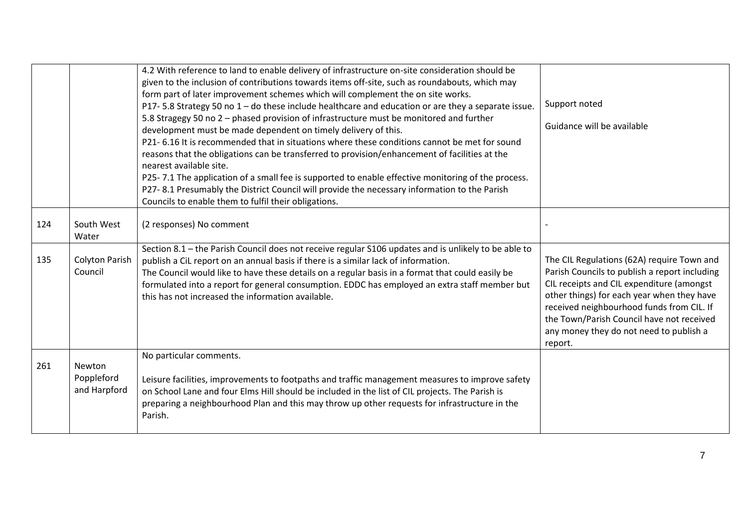| | | | |
|---|---|---|---|
| | | 4.2 With reference to land to enable delivery of infrastructure on-site consideration should be given to the inclusion of contributions towards items off-site, such as roundabouts, which may form part of later improvement schemes which will complement the on site works.<br>P17- 5.8 Strategy 50 no 1 – do these include healthcare and education or are they a separate issue.<br>5.8 Stragegy 50 no 2 – phased provision of infrastructure must be monitored and further development must be made dependent on timely delivery of this.<br>P21- 6.16 It is recommended that in situations where these conditions cannot be met for sound reasons that the obligations can be transferred to provision/enhancement of facilities at the nearest available site.<br>P25- 7.1 The application of a small fee is supported to enable effective monitoring of the process.<br>P27- 8.1 Presumably the District Council will provide the necessary information to the Parish Councils to enable them to fulfil their obligations. | Support noted<br><br>Guidance will be available |
| 124 | South West Water | (2 responses) No comment | - |
| 135 | Colyton Parish Council | Section 8.1 – the Parish Council does not receive regular S106 updates and is unlikely to be able to publish a CiL report on an annual basis if there is a similar lack of information.<br>The Council would like to have these details on a regular basis in a format that could easily be formulated into a report for general consumption. EDDC has employed an extra staff member but this has not increased the information available. | The CIL Regulations (62A) require Town and Parish Councils to publish a report including CIL receipts and CIL expenditure (amongst other things) for each year when they have received neighbourhood funds from CIL. If the Town/Parish Council have not received any money they do not need to publish a report. |
| 261 | Newton Poppleford and Harpford | No particular comments.<br><br>Leisure facilities, improvements to footpaths and traffic management measures to improve safety on School Lane and four Elms Hill should be included in the list of CIL projects. The Parish is preparing a neighbourhood Plan and this may throw up other requests for infrastructure in the Parish. | |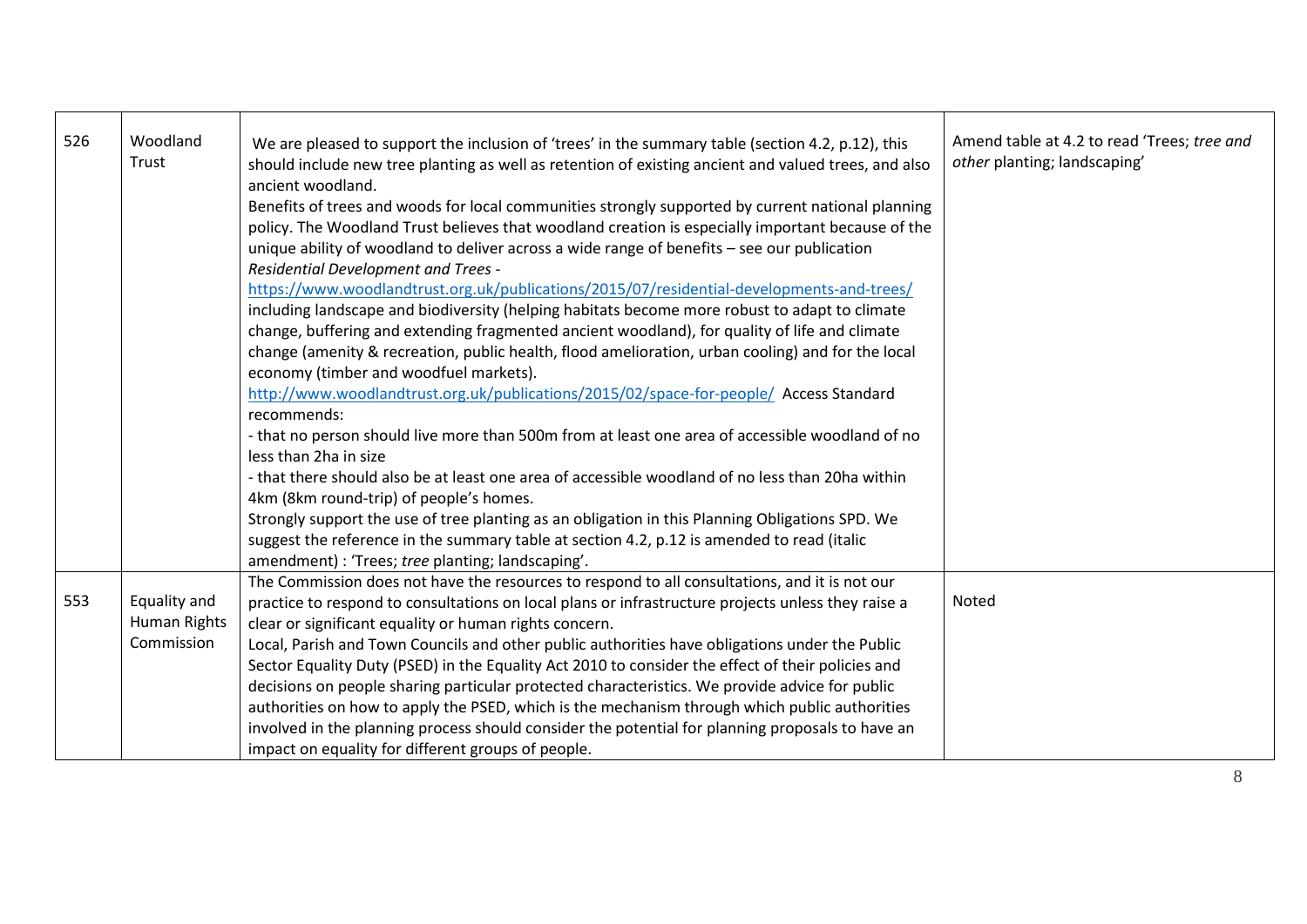| | | | |
|---|---|---|---|
| 526 | Woodland Trust | We are pleased to support the inclusion of 'trees' in the summary table (section 4.2, p.12), this should include new tree planting as well as retention of existing ancient and valued trees, and also ancient woodland.<br>Benefits of trees and woods for local communities strongly supported by current national planning policy. The Woodland Trust believes that woodland creation is especially important because of the unique ability of woodland to deliver across a wide range of benefits – see our publication *Residential Development and Trees* - https://www.woodlandtrust.org.uk/publications/2015/07/residential-developments-and-trees/ including landscape and biodiversity (helping habitats become more robust to adapt to climate change, buffering and extending fragmented ancient woodland), for quality of life and climate change (amenity & recreation, public health, flood amelioration, urban cooling) and for the local economy (timber and woodfuel markets).<br>http://www.woodlandtrust.org.uk/publications/2015/02/space-for-people/ Access Standard recommends:<br>- that no person should live more than 500m from at least one area of accessible woodland of no less than 2ha in size<br>- that there should also be at least one area of accessible woodland of no less than 20ha within 4km (8km round-trip) of people's homes.<br>Strongly support the use of tree planting as an obligation in this Planning Obligations SPD. We suggest the reference in the summary table at section 4.2, p.12 is amended to read (italic amendment) : 'Trees; *tree* planting; landscaping'. | Amend table at 4.2 to read 'Trees; *tree and other* planting; landscaping' |
| 553 | Equality and Human Rights Commission | The Commission does not have the resources to respond to all consultations, and it is not our practice to respond to consultations on local plans or infrastructure projects unless they raise a clear or significant equality or human rights concern.<br>Local, Parish and Town Councils and other public authorities have obligations under the Public Sector Equality Duty (PSED) in the Equality Act 2010 to consider the effect of their policies and decisions on people sharing particular protected characteristics. We provide advice for public authorities on how to apply the PSED, which is the mechanism through which public authorities involved in the planning process should consider the potential for planning proposals to have an impact on equality for different groups of people. | Noted |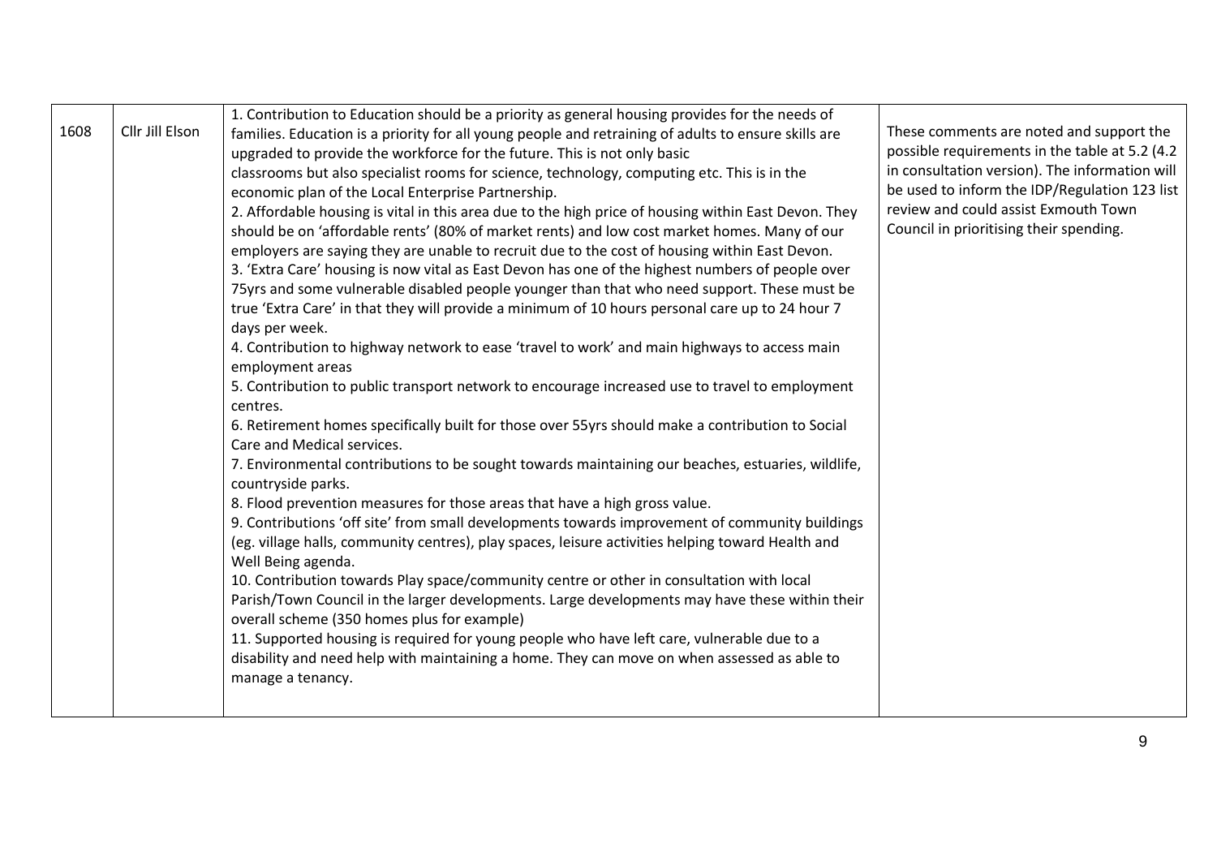| 1608 | Cllr Jill Elson | 1. Contribution to Education should be a priority as general housing provides for the needs of families. Education is a priority for all young people and retraining of adults to ensure skills are upgraded to provide the workforce for the future. This is not only basic classrooms but also specialist rooms for science, technology, computing etc. This is in the economic plan of the Local Enterprise Partnership.<br>2. Affordable housing is vital in this area due to the high price of housing within East Devon. They should be on 'affordable rents' (80% of market rents) and low cost market homes. Many of our employers are saying they are unable to recruit due to the cost of housing within East Devon.<br>3. 'Extra Care' housing is now vital as East Devon has one of the highest numbers of people over 75yrs and some vulnerable disabled people younger than that who need support. These must be true 'Extra Care' in that they will provide a minimum of 10 hours personal care up to 24 hour 7 days per week.<br>4. Contribution to highway network to ease 'travel to work' and main highways to access main employment areas<br>5. Contribution to public transport network to encourage increased use to travel to employment centres.<br>6. Retirement homes specifically built for those over 55yrs should make a contribution to Social Care and Medical services.<br>7. Environmental contributions to be sought towards maintaining our beaches, estuaries, wildlife, countryside parks.<br>8. Flood prevention measures for those areas that have a high gross value.<br>9. Contributions 'off site' from small developments towards improvement of community buildings (eg. village halls, community centres), play spaces, leisure activities helping toward Health and Well Being agenda.<br>10. Contribution towards Play space/community centre or other in consultation with local Parish/Town Council in the larger developments. Large developments may have these within their overall scheme (350 homes plus for example)<br>11. Supported housing is required for young people who have left care, vulnerable due to a disability and need help with maintaining a home. They can move on when assessed as able to manage a tenancy. | These comments are noted and support the possible requirements in the table at 5.2 (4.2 in consultation version). The information will be used to inform the IDP/Regulation 123 list review and could assist Exmouth Town Council in prioritising their spending. |
|---|---|---|---|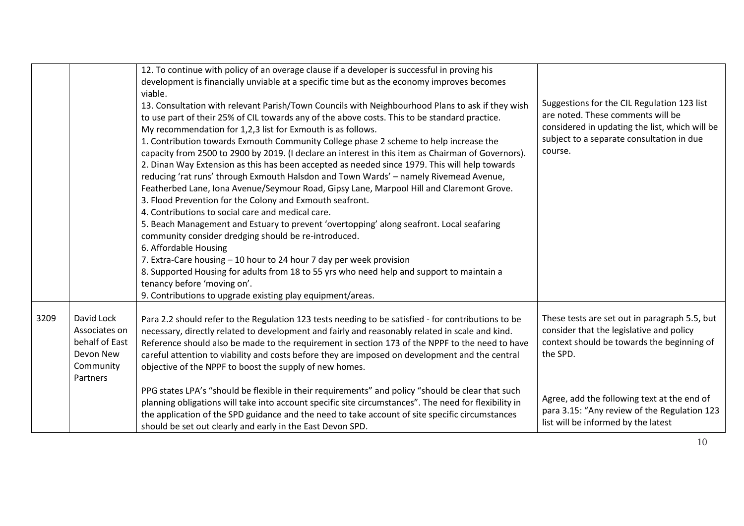| | | | |
|---|---|---|---|
| | | 12. To continue with policy of an overage clause if a developer is successful in proving his development is financially unviable at a specific time but as the economy improves becomes viable.<br>13. Consultation with relevant Parish/Town Councils with Neighbourhood Plans to ask if they wish to use part of their 25% of CIL towards any of the above costs. This to be standard practice.<br>My recommendation for 1,2,3 list for Exmouth is as follows.<br>1. Contribution towards Exmouth Community College phase 2 scheme to help increase the capacity from 2500 to 2900 by 2019. (I declare an interest in this item as Chairman of Governors).<br>2. Dinan Way Extension as this has been accepted as needed since 1979. This will help towards reducing 'rat runs' through Exmouth Halsdon and Town Wards' – namely Rivemead Avenue, Featherbed Lane, Iona Avenue/Seymour Road, Gipsy Lane, Marpool Hill and Claremont Grove.<br>3. Flood Prevention for the Colony and Exmouth seafront.<br>4. Contributions to social care and medical care.<br>5. Beach Management and Estuary to prevent 'overtopping' along seafront. Local seafaring community consider dredging should be re-introduced.<br>6. Affordable Housing<br>7. Extra-Care housing – 10 hour to 24 hour 7 day per week provision<br>8. Supported Housing for adults from 18 to 55 yrs who need help and support to maintain a tenancy before 'moving on'.<br>9. Contributions to upgrade existing play equipment/areas. | Suggestions for the CIL Regulation 123 list are noted. These comments will be considered in updating the list, which will be subject to a separate consultation in due course. |
| 3209 | David Lock Associates on behalf of East Devon New Community Partners | Para 2.2 should refer to the Regulation 123 tests needing to be satisfied - for contributions to be necessary, directly related to development and fairly and reasonably related in scale and kind. Reference should also be made to the requirement in section 173 of the NPPF to the need to have careful attention to viability and costs before they are imposed on development and the central objective of the NPPF to boost the supply of new homes.<br><br>PPG states LPA's "should be flexible in their requirements" and policy "should be clear that such planning obligations will take into account specific site circumstances". The need for flexibility in the application of the SPD guidance and the need to take account of site specific circumstances should be set out clearly and early in the East Devon SPD. | These tests are set out in paragraph 5.5, but consider that the legislative and policy context should be towards the beginning of the SPD.<br><br>Agree, add the following text at the end of para 3.15: "Any review of the Regulation 123 list will be informed by the latest |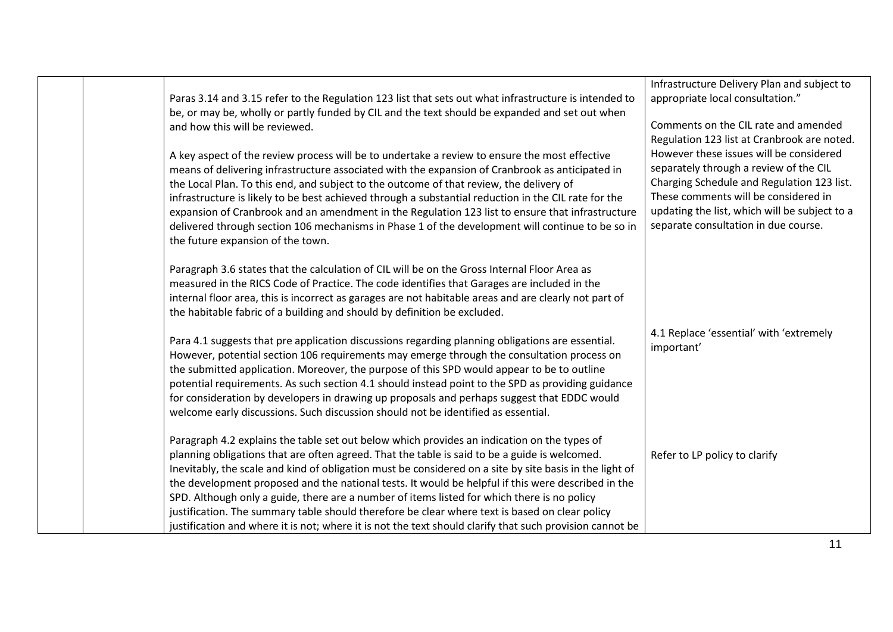| | | | |
|---|---|---|---|
| | | Paras 3.14 and 3.15 refer to the Regulation 123 list that sets out what infrastructure is intended to be, or may be, wholly or partly funded by CIL and the text should be expanded and set out when and how this will be reviewed.<br><br>A key aspect of the review process will be to undertake a review to ensure the most effective means of delivering infrastructure associated with the expansion of Cranbrook as anticipated in the Local Plan. To this end, and subject to the outcome of that review, the delivery of infrastructure is likely to be best achieved through a substantial reduction in the CIL rate for the expansion of Cranbrook and an amendment in the Regulation 123 list to ensure that infrastructure delivered through section 106 mechanisms in Phase 1 of the development will continue to be so in the future expansion of the town.<br><br>Paragraph 3.6 states that the calculation of CIL will be on the Gross Internal Floor Area as measured in the RICS Code of Practice. The code identifies that Garages are included in the internal floor area, this is incorrect as garages are not habitable areas and are clearly not part of the habitable fabric of a building and should by definition be excluded. | Infrastructure Delivery Plan and subject to appropriate local consultation."<br><br>Comments on the CIL rate and amended Regulation 123 list at Cranbrook are noted. However these issues will be considered separately through a review of the CIL Charging Schedule and Regulation 123 list. These comments will be considered in updating the list, which will be subject to a separate consultation in due course. |
| | | Para 4.1 suggests that pre application discussions regarding planning obligations are essential. However, potential section 106 requirements may emerge through the consultation process on the submitted application. Moreover, the purpose of this SPD would appear to be to outline potential requirements. As such section 4.1 should instead point to the SPD as providing guidance for consideration by developers in drawing up proposals and perhaps suggest that EDDC would welcome early discussions. Such discussion should not be identified as essential. | 4.1 Replace 'essential' with 'extremely important' |
| | | Paragraph 4.2 explains the table set out below which provides an indication on the types of planning obligations that are often agreed. That the table is said to be a guide is welcomed. Inevitably, the scale and kind of obligation must be considered on a site by site basis in the light of the development proposed and the national tests. It would be helpful if this were described in the SPD. Although only a guide, there are a number of items listed for which there is no policy justification. The summary table should therefore be clear where text is based on clear policy justification and where it is not; where it is not the text should clarify that such provision cannot be | Refer to LP policy to clarify |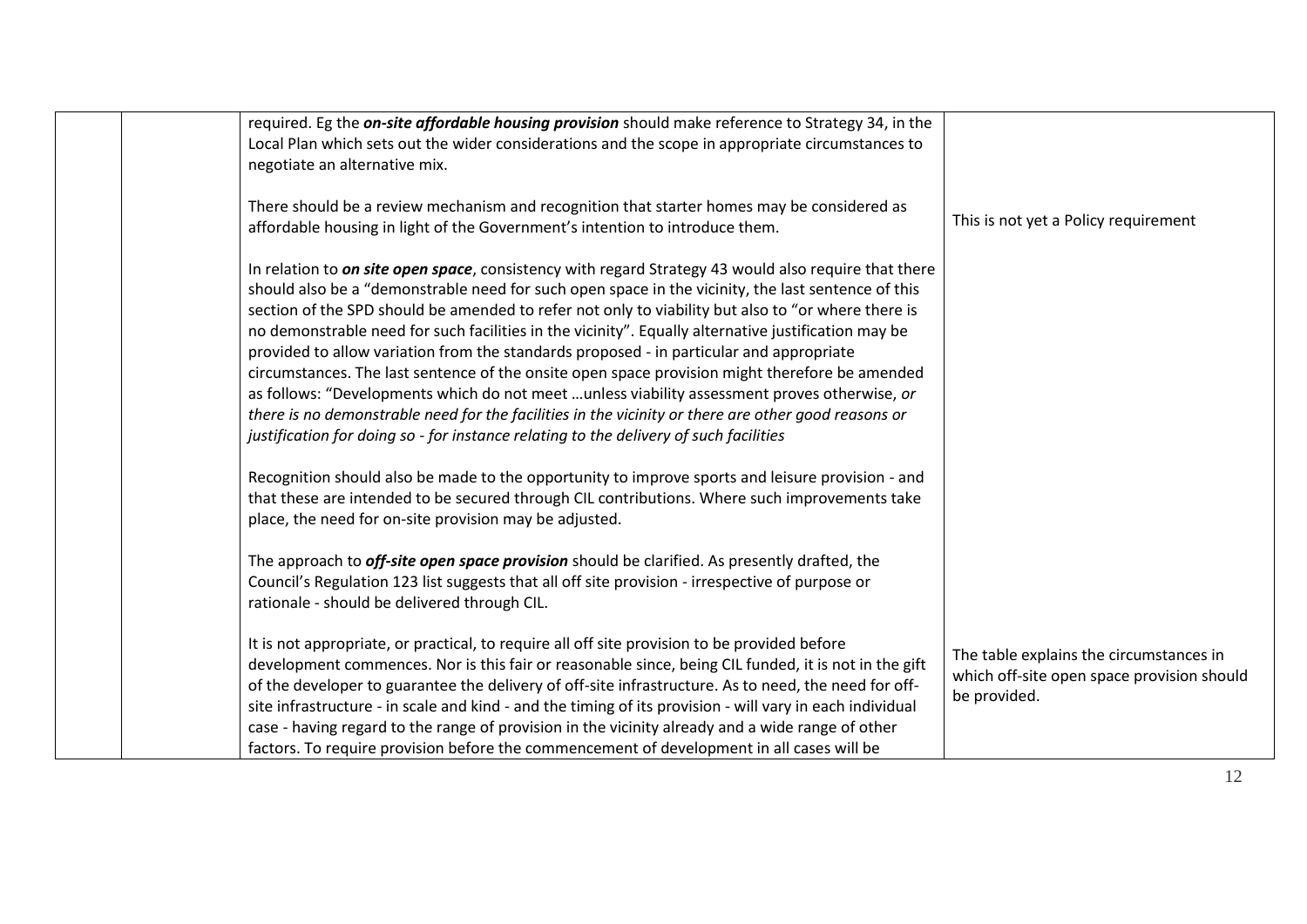| | | | |
|---|---|---|---|
| | | required. Eg the ***on-site affordable housing provision*** should make reference to Strategy 34, in the Local Plan which sets out the wider considerations and the scope in appropriate circumstances to negotiate an alternative mix.<br><br>There should be a review mechanism and recognition that starter homes may be considered as affordable housing in light of the Government's intention to introduce them.<br><br>In relation to ***on site open space***, consistency with regard Strategy 43 would also require that there should also be a "demonstrable need for such open space in the vicinity, the last sentence of this section of the SPD should be amended to refer not only to viability but also to "or where there is no demonstrable need for such facilities in the vicinity". Equally alternative justification may be provided to allow variation from the standards proposed - in particular and appropriate circumstances. The last sentence of the onsite open space provision might therefore be amended as follows: "Developments which do not meet …unless viability assessment proves otherwise, *or there is no demonstrable need for the facilities in the vicinity or there are other good reasons or justification for doing so - for instance relating to the delivery of such facilities*<br><br>Recognition should also be made to the opportunity to improve sports and leisure provision - and that these are intended to be secured through CIL contributions. Where such improvements take place, the need for on-site provision may be adjusted.<br><br>The approach to ***off-site open space provision*** should be clarified. As presently drafted, the Council's Regulation 123 list suggests that all off site provision - irrespective of purpose or rationale - should be delivered through CIL.<br><br>It is not appropriate, or practical, to require all off site provision to be provided before development commences. Nor is this fair or reasonable since, being CIL funded, it is not in the gift of the developer to guarantee the delivery of off-site infrastructure. As to need, the need for off-site infrastructure - in scale and kind - and the timing of its provision - will vary in each individual case - having regard to the range of provision in the vicinity already and a wide range of other factors. To require provision before the commencement of development in all cases will be | This is not yet a Policy requirement<br><br>The table explains the circumstances in which off-site open space provision should be provided. |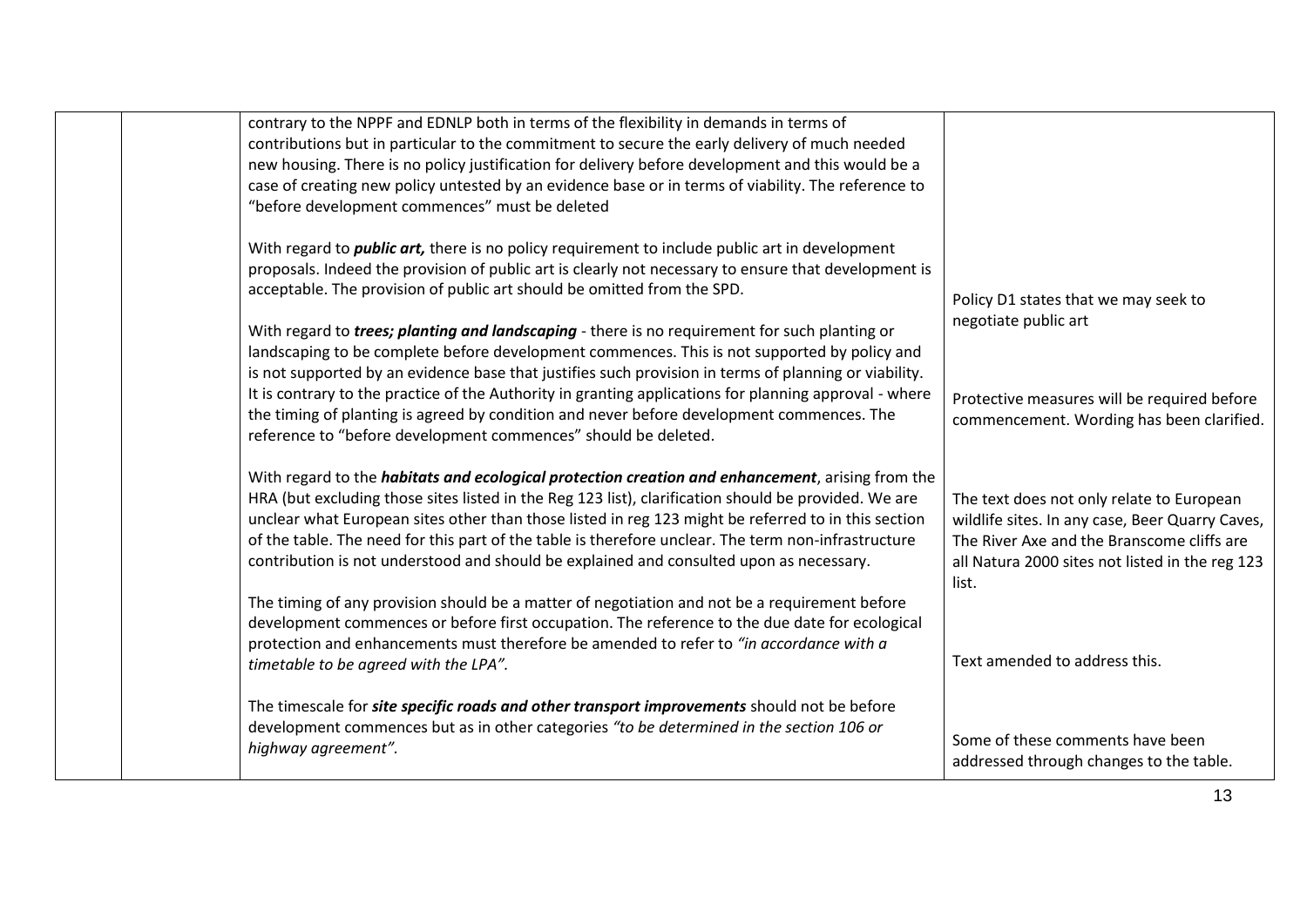| | | | |
|---|---|---|---|
| | | contrary to the NPPF and EDNLP both in terms of the flexibility in demands in terms of contributions but in particular to the commitment to secure the early delivery of much needed new housing. There is no policy justification for delivery before development and this would be a case of creating new policy untested by an evidence base or in terms of viability. The reference to "before development commences" must be deleted | |
| | | With regard to ***public art,*** there is no policy requirement to include public art in development proposals. Indeed the provision of public art is clearly not necessary to ensure that development is acceptable. The provision of public art should be omitted from the SPD. | Policy D1 states that we may seek to negotiate public art |
| | | With regard to ***trees; planting and landscaping*** - there is no requirement for such planting or landscaping to be complete before development commences. This is not supported by policy and is not supported by an evidence base that justifies such provision in terms of planning or viability. It is contrary to the practice of the Authority in granting applications for planning approval - where the timing of planting is agreed by condition and never before development commences. The reference to "before development commences" should be deleted. | Protective measures will be required before commencement. Wording has been clarified. |
| | | With regard to the ***habitats and ecological protection creation and enhancement***, arising from the HRA (but excluding those sites listed in the Reg 123 list), clarification should be provided. We are unclear what European sites other than those listed in reg 123 might be referred to in this section of the table. The need for this part of the table is therefore unclear. The term non-infrastructure contribution is not understood and should be explained and consulted upon as necessary. | The text does not only relate to European wildlife sites. In any case, Beer Quarry Caves, The River Axe and the Branscome cliffs are all Natura 2000 sites not listed in the reg 123 list. |
| | | The timing of any provision should be a matter of negotiation and not be a requirement before development commences or before first occupation. The reference to the due date for ecological protection and enhancements must therefore be amended to refer to *"in accordance with a timetable to be agreed with the LPA".* | Text amended to address this. |
| | | The timescale for ***site specific roads and other transport improvements*** should not be before development commences but as in other categories *"to be determined in the section 106 or highway agreement".* | Some of these comments have been addressed through changes to the table. |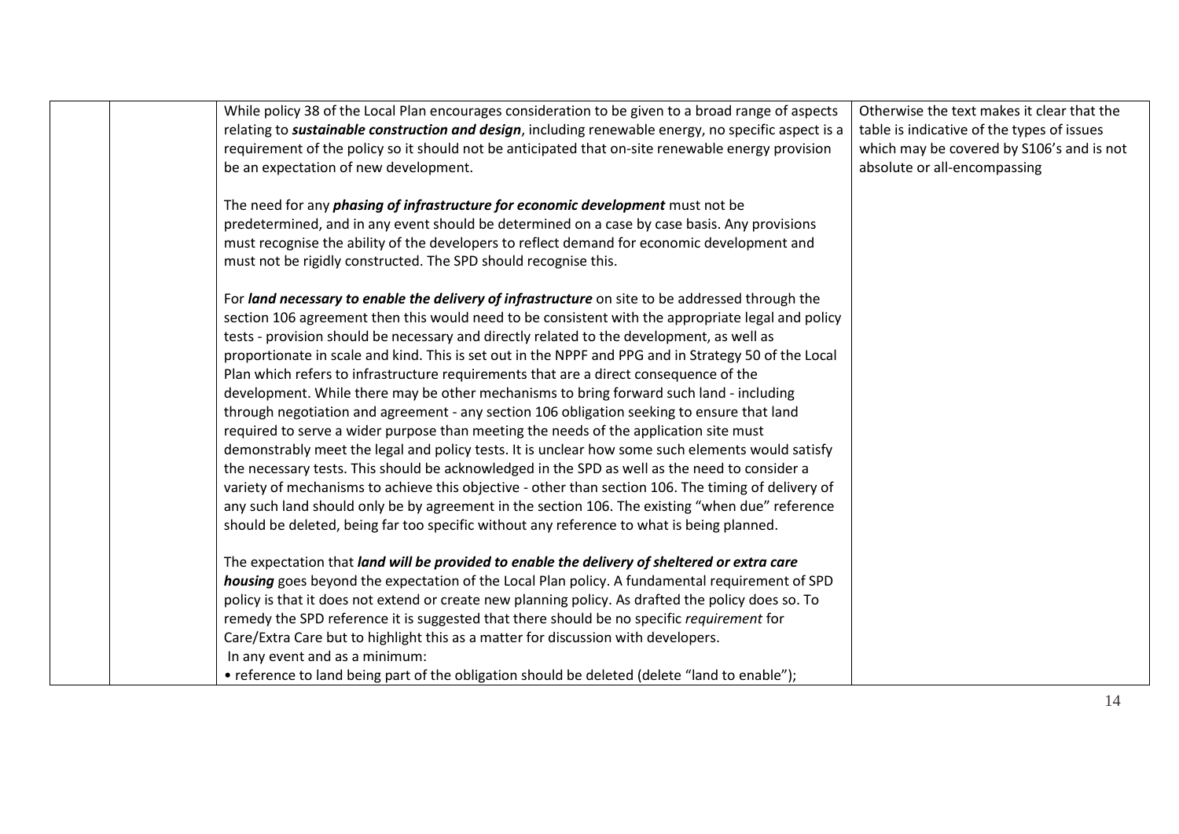| | | | |
|---|---|---|---|
| | | While policy 38 of the Local Plan encourages consideration to be given to a broad range of aspects relating to ***sustainable construction and design***, including renewable energy, no specific aspect is a requirement of the policy so it should not be anticipated that on-site renewable energy provision be an expectation of new development.<br><br>The need for any ***phasing of infrastructure for economic development*** must not be predetermined, and in any event should be determined on a case by case basis. Any provisions must recognise the ability of the developers to reflect demand for economic development and must not be rigidly constructed. The SPD should recognise this.<br><br>For ***land necessary to enable the delivery of infrastructure*** on site to be addressed through the section 106 agreement then this would need to be consistent with the appropriate legal and policy tests - provision should be necessary and directly related to the development, as well as proportionate in scale and kind. This is set out in the NPPF and PPG and in Strategy 50 of the Local Plan which refers to infrastructure requirements that are a direct consequence of the development. While there may be other mechanisms to bring forward such land - including through negotiation and agreement - any section 106 obligation seeking to ensure that land required to serve a wider purpose than meeting the needs of the application site must demonstrably meet the legal and policy tests. It is unclear how some such elements would satisfy the necessary tests. This should be acknowledged in the SPD as well as the need to consider a variety of mechanisms to achieve this objective - other than section 106. The timing of delivery of any such land should only be by agreement in the section 106. The existing "when due" reference should be deleted, being far too specific without any reference to what is being planned.<br><br>The expectation that ***land will be provided to enable the delivery of sheltered or extra care housing*** goes beyond the expectation of the Local Plan policy. A fundamental requirement of SPD policy is that it does not extend or create new planning policy. As drafted the policy does so. To remedy the SPD reference it is suggested that there should be no specific *requirement* for Care/Extra Care but to highlight this as a matter for discussion with developers.<br>In any event and as a minimum:<br>• reference to land being part of the obligation should be deleted (delete "land to enable"); | Otherwise the text makes it clear that the table is indicative of the types of issues which may be covered by S106's and is not absolute or all-encompassing |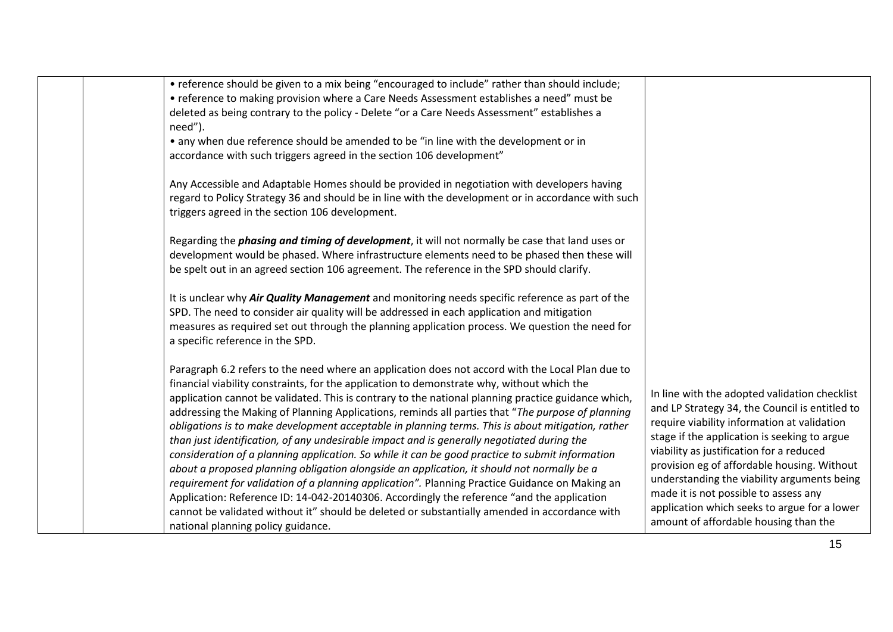|  |  |  |  |
|---|---|---|---|
|  |  | • reference should be given to a mix being "encouraged to include" rather than should include;<br>• reference to making provision where a Care Needs Assessment establishes a need" must be deleted as being contrary to the policy - Delete "or a Care Needs Assessment" establishes a need").<br>• any when due reference should be amended to be "in line with the development or in accordance with such triggers agreed in the section 106 development"<br><br>Any Accessible and Adaptable Homes should be provided in negotiation with developers having regard to Policy Strategy 36 and should be in line with the development or in accordance with such triggers agreed in the section 106 development.<br><br>Regarding the ***phasing and timing of development***, it will not normally be case that land uses or development would be phased. Where infrastructure elements need to be phased then these will be spelt out in an agreed section 106 agreement. The reference in the SPD should clarify.<br><br>It is unclear why ***Air Quality Management*** and monitoring needs specific reference as part of the SPD. The need to consider air quality will be addressed in each application and mitigation measures as required set out through the planning application process. We question the need for a specific reference in the SPD.<br><br>Paragraph 6.2 refers to the need where an application does not accord with the Local Plan due to financial viability constraints, for the application to demonstrate why, without which the application cannot be validated. This is contrary to the national planning practice guidance which, addressing the Making of Planning Applications, reminds all parties that "*The purpose of planning obligations is to make development acceptable in planning terms. This is about mitigation, rather than just identification, of any undesirable impact and is generally negotiated during the consideration of a planning application. So while it can be good practice to submit information about a proposed planning obligation alongside an application, it should not normally be a requirement for validation of a planning application".* Planning Practice Guidance on Making an Application: Reference ID: 14-042-20140306. Accordingly the reference "and the application cannot be validated without it" should be deleted or substantially amended in accordance with national planning policy guidance. | In line with the adopted validation checklist and LP Strategy 34, the Council is entitled to require viability information at validation stage if the application is seeking to argue viability as justification for a reduced provision eg of affordable housing. Without understanding the viability arguments being made it is not possible to assess any application which seeks to argue for a lower amount of affordable housing than the |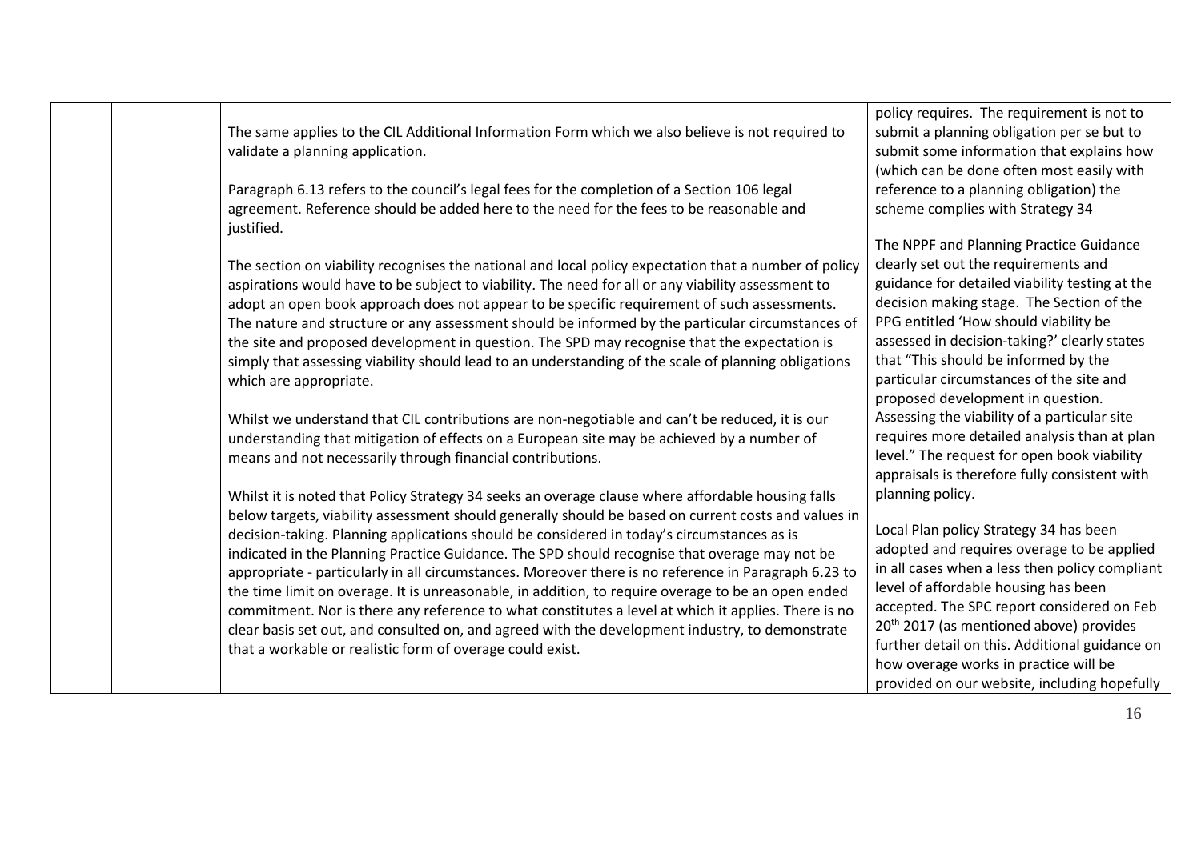| | | | |
|---|---|---|---|
| | | The same applies to the CIL Additional Information Form which we also believe is not required to validate a planning application.<br><br>Paragraph 6.13 refers to the council's legal fees for the completion of a Section 106 legal agreement. Reference should be added here to the need for the fees to be reasonable and justified.<br><br>The section on viability recognises the national and local policy expectation that a number of policy aspirations would have to be subject to viability. The need for all or any viability assessment to adopt an open book approach does not appear to be specific requirement of such assessments. The nature and structure or any assessment should be informed by the particular circumstances of the site and proposed development in question. The SPD may recognise that the expectation is simply that assessing viability should lead to an understanding of the scale of planning obligations which are appropriate.<br><br>Whilst we understand that CIL contributions are non-negotiable and can't be reduced, it is our understanding that mitigation of effects on a European site may be achieved by a number of means and not necessarily through financial contributions.<br><br>Whilst it is noted that Policy Strategy 34 seeks an overage clause where affordable housing falls below targets, viability assessment should generally should be based on current costs and values in decision-taking. Planning applications should be considered in today's circumstances as is indicated in the Planning Practice Guidance. The SPD should recognise that overage may not be appropriate - particularly in all circumstances. Moreover there is no reference in Paragraph 6.23 to the time limit on overage. It is unreasonable, in addition, to require overage to be an open ended commitment. Nor is there any reference to what constitutes a level at which it applies. There is no clear basis set out, and consulted on, and agreed with the development industry, to demonstrate that a workable or realistic form of overage could exist. | policy requires. The requirement is not to submit a planning obligation per se but to submit some information that explains how (which can be done often most easily with reference to a planning obligation) the scheme complies with Strategy 34<br><br>The NPPF and Planning Practice Guidance clearly set out the requirements and guidance for detailed viability testing at the decision making stage. The Section of the PPG entitled 'How should viability be assessed in decision-taking?' clearly states that "This should be informed by the particular circumstances of the site and proposed development in question. Assessing the viability of a particular site requires more detailed analysis than at plan level." The request for open book viability appraisals is therefore fully consistent with planning policy.<br><br>Local Plan policy Strategy 34 has been adopted and requires overage to be applied in all cases when a less then policy compliant level of affordable housing has been accepted. The SPC report considered on Feb 20th 2017 (as mentioned above) provides further detail on this. Additional guidance on how overage works in practice will be provided on our website, including hopefully |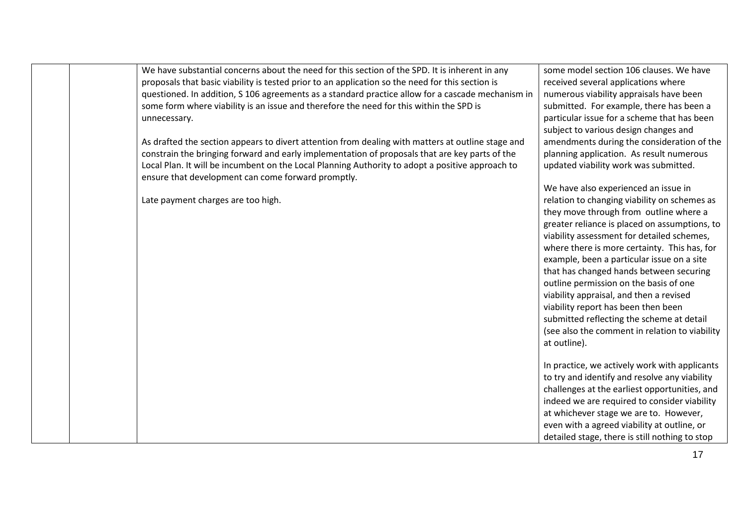|  |  |  |  |
| --- | --- | --- | --- |
|  |  | We have substantial concerns about the need for this section of the SPD. It is inherent in any proposals that basic viability is tested prior to an application so the need for this section is questioned. In addition, S 106 agreements as a standard practice allow for a cascade mechanism in some form where viability is an issue and therefore the need for this within the SPD is unnecessary.<br><br>As drafted the section appears to divert attention from dealing with matters at outline stage and constrain the bringing forward and early implementation of proposals that are key parts of the Local Plan. It will be incumbent on the Local Planning Authority to adopt a positive approach to ensure that development can come forward promptly.<br><br>Late payment charges are too high. | some model section 106 clauses. We have received several applications where numerous viability appraisals have been submitted. For example, there has been a particular issue for a scheme that has been subject to various design changes and amendments during the consideration of the planning application. As result numerous updated viability work was submitted.<br><br>We have also experienced an issue in relation to changing viability on schemes as they move through from outline where a greater reliance is placed on assumptions, to viability assessment for detailed schemes, where there is more certainty. This has, for example, been a particular issue on a site that has changed hands between securing outline permission on the basis of one viability appraisal, and then a revised viability report has been then been submitted reflecting the scheme at detail (see also the comment in relation to viability at outline).<br><br>In practice, we actively work with applicants to try and identify and resolve any viability challenges at the earliest opportunities, and indeed we are required to consider viability at whichever stage we are to. However, even with a agreed viability at outline, or detailed stage, there is still nothing to stop |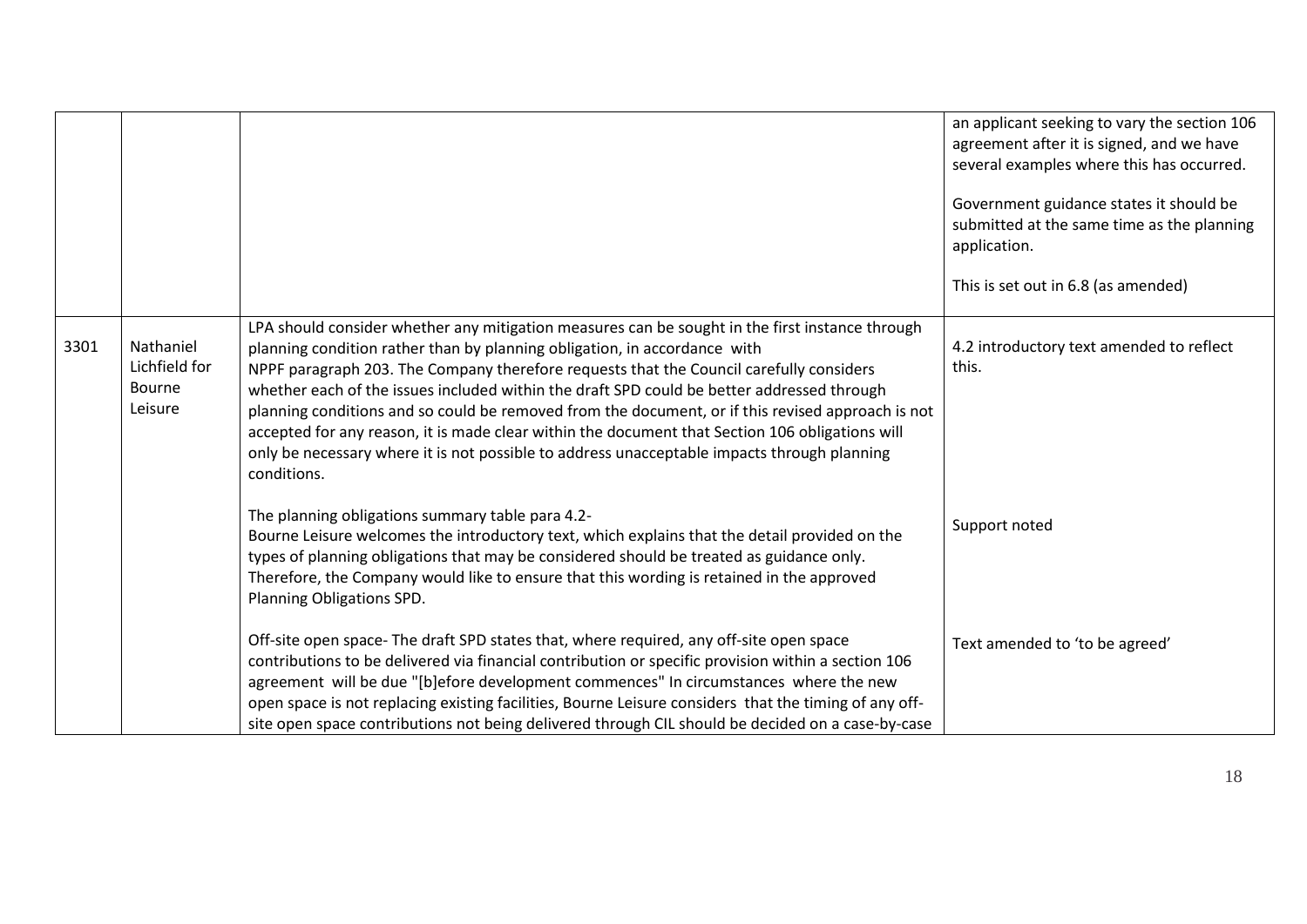| | | | |
|---|---|---|---|
| | | | an applicant seeking to vary the section 106 agreement after it is signed, and we have several examples where this has occurred.<br><br>Government guidance states it should be submitted at the same time as the planning application.<br><br>This is set out in 6.8 (as amended) |
| 3301 | Nathaniel Lichfield for Bourne Leisure | LPA should consider whether any mitigation measures can be sought in the first instance through planning condition rather than by planning obligation, in accordance with NPPF paragraph 203. The Company therefore requests that the Council carefully considers whether each of the issues included within the draft SPD could be better addressed through planning conditions and so could be removed from the document, or if this revised approach is not accepted for any reason, it is made clear within the document that Section 106 obligations will only be necessary where it is not possible to address unacceptable impacts through planning conditions. | 4.2 introductory text amended to reflect this. |
| | | The planning obligations summary table para 4.2-<br>Bourne Leisure welcomes the introductory text, which explains that the detail provided on the types of planning obligations that may be considered should be treated as guidance only. Therefore, the Company would like to ensure that this wording is retained in the approved Planning Obligations SPD. | Support noted |
| | | Off-site open space- The draft SPD states that, where required, any off-site open space contributions to be delivered via financial contribution or specific provision within a section 106 agreement will be due "[b]efore development commences" In circumstances where the new open space is not replacing existing facilities, Bourne Leisure considers that the timing of any off-site open space contributions not being delivered through CIL should be decided on a case-by-case | Text amended to 'to be agreed' |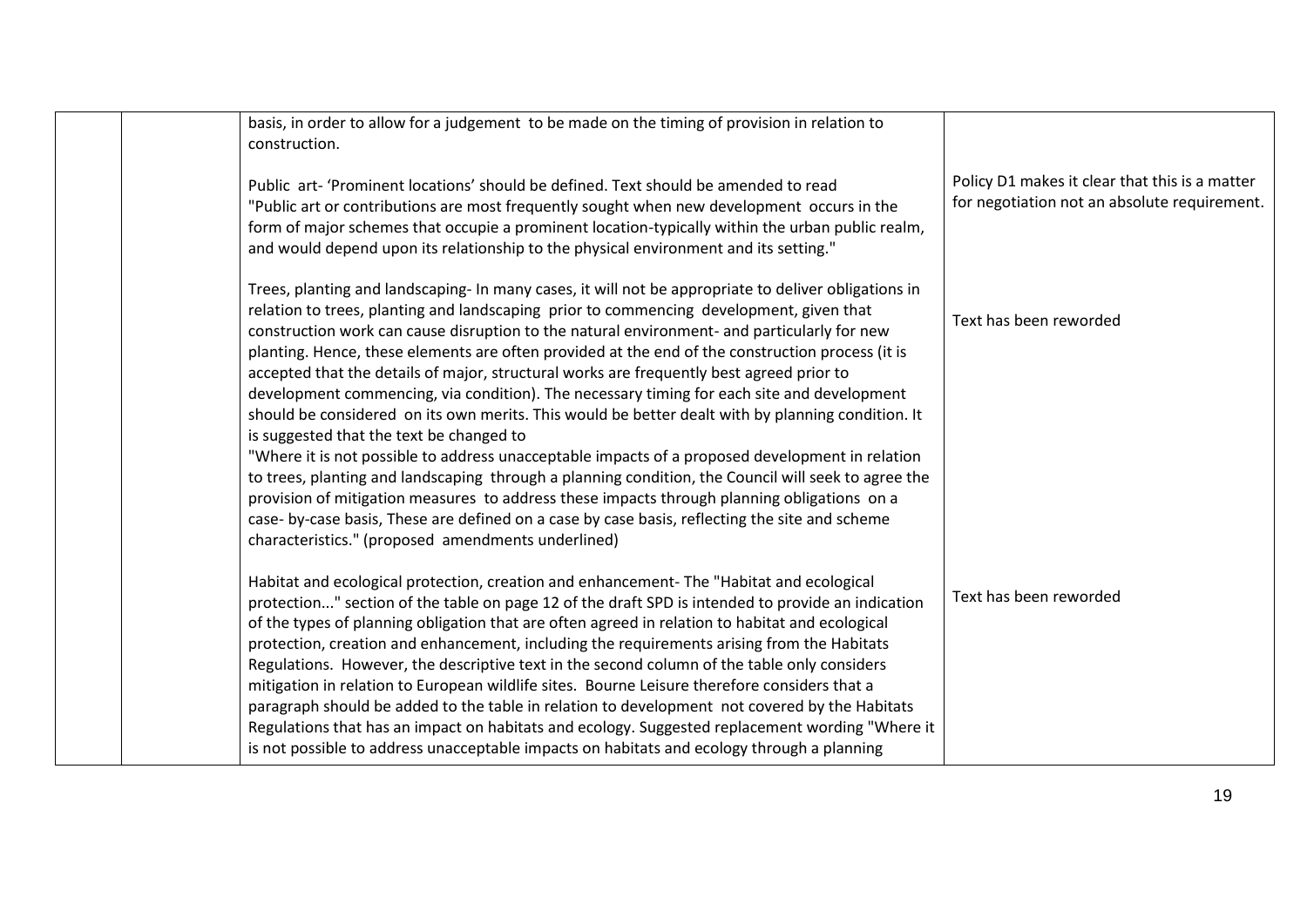| | | | |
|---|---|---|---|
| | | basis, in order to allow for a judgement to be made on the timing of provision in relation to construction.<br><br>Public art- 'Prominent locations' should be defined. Text should be amended to read "Public art or contributions are most frequently sought when new development occurs in the form of major schemes that occupie a prominent location-typically within the urban public realm, and would depend upon its relationship to the physical environment and its setting."<br><br>Trees, planting and landscaping- In many cases, it will not be appropriate to deliver obligations in relation to trees, planting and landscaping prior to commencing development, given that construction work can cause disruption to the natural environment- and particularly for new planting. Hence, these elements are often provided at the end of the construction process (it is accepted that the details of major, structural works are frequently best agreed prior to development commencing, via condition). The necessary timing for each site and development should be considered on its own merits. This would be better dealt with by planning condition. It is suggested that the text be changed to<br>"Where it is not possible to address unacceptable impacts of a proposed development in relation to trees, planting and landscaping through a planning condition, the Council will seek to agree the provision of mitigation measures to address these impacts through planning obligations on a case- by-case basis, These are defined on a case by case basis, reflecting the site and scheme characteristics." (proposed amendments underlined)<br><br>Habitat and ecological protection, creation and enhancement- The "Habitat and ecological protection..." section of the table on page 12 of the draft SPD is intended to provide an indication of the types of planning obligation that are often agreed in relation to habitat and ecological protection, creation and enhancement, including the requirements arising from the Habitats Regulations. However, the descriptive text in the second column of the table only considers mitigation in relation to European wildlife sites. Bourne Leisure therefore considers that a paragraph should be added to the table in relation to development not covered by the Habitats Regulations that has an impact on habitats and ecology. Suggested replacement wording "Where it is not possible to address unacceptable impacts on habitats and ecology through a planning | Policy D1 makes it clear that this is a matter for negotiation not an absolute requirement.<br><br>Text has been reworded<br><br>Text has been reworded |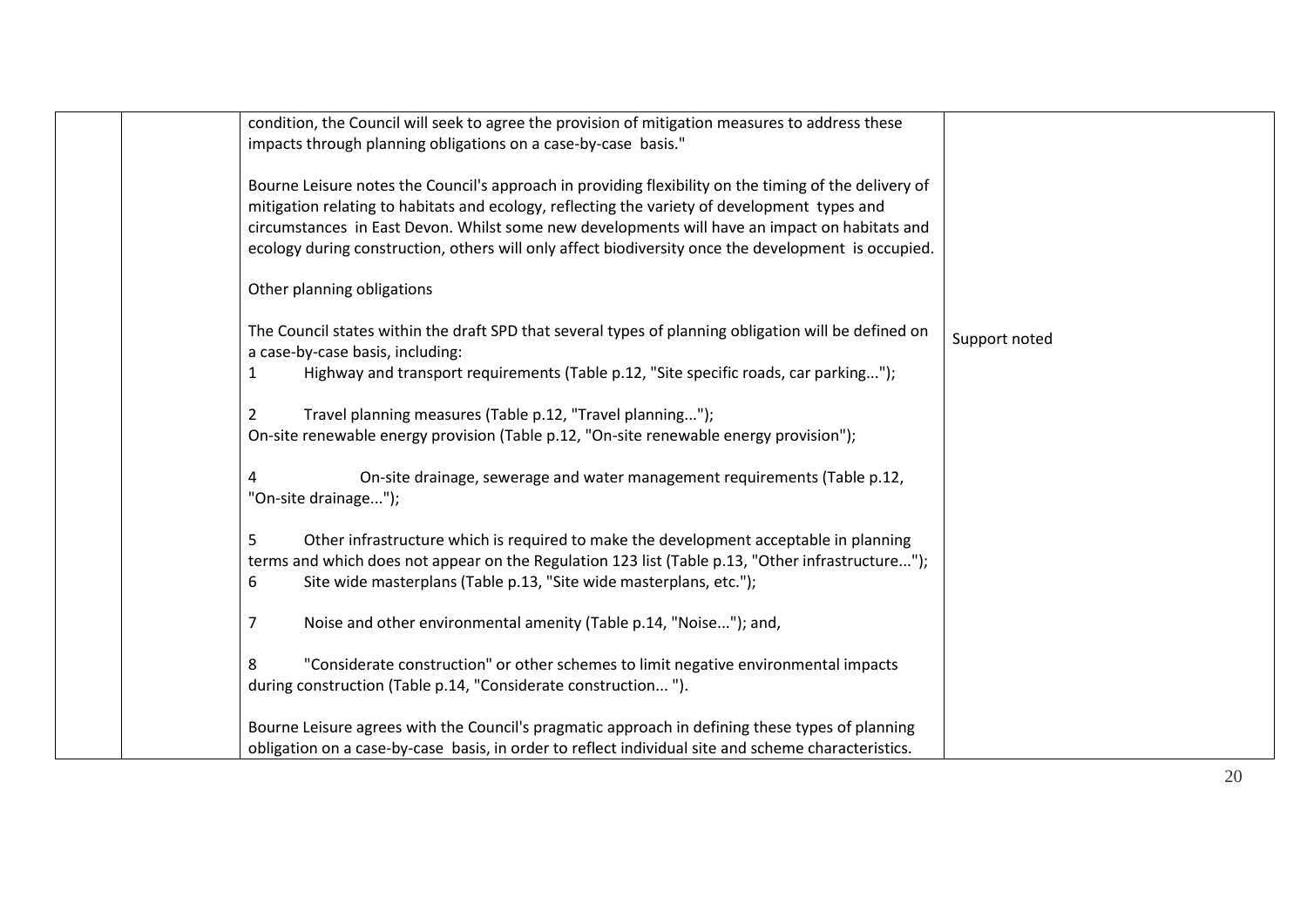| | | | |
|---|---|---|---|
| | | condition, the Council will seek to agree the provision of mitigation measures to address these impacts through planning obligations on a case-by-case basis."<br><br>Bourne Leisure notes the Council's approach in providing flexibility on the timing of the delivery of mitigation relating to habitats and ecology, reflecting the variety of development types and circumstances in East Devon. Whilst some new developments will have an impact on habitats and ecology during construction, others will only affect biodiversity once the development is occupied.<br><br>Other planning obligations<br><br>The Council states within the draft SPD that several types of planning obligation will be defined on a case-by-case basis, including:<br>1 Highway and transport requirements (Table p.12, "Site specific roads, car parking...");<br><br>2 Travel planning measures (Table p.12, "Travel planning...");<br>On-site renewable energy provision (Table p.12, "On-site renewable energy provision");<br><br>4 On-site drainage, sewerage and water management requirements (Table p.12, "On-site drainage...");<br><br>5 Other infrastructure which is required to make the development acceptable in planning terms and which does not appear on the Regulation 123 list (Table p.13, "Other infrastructure...");<br>6 Site wide masterplans (Table p.13, "Site wide masterplans, etc.");<br><br>7 Noise and other environmental amenity (Table p.14, "Noise..."); and,<br><br>8 "Considerate construction" or other schemes to limit negative environmental impacts during construction (Table p.14, "Considerate construction... ").<br><br>Bourne Leisure agrees with the Council's pragmatic approach in defining these types of planning obligation on a case-by-case basis, in order to reflect individual site and scheme characteristics. | Support noted |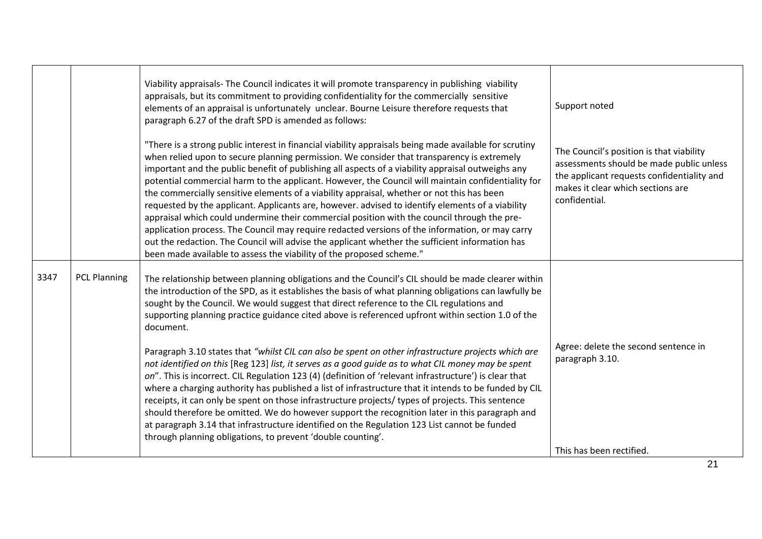|  |  |  |  |
|---|---|---|---|
|  |  | Viability appraisals- The Council indicates it will promote transparency in publishing viability appraisals, but its commitment to providing confidentiality for the commercially sensitive elements of an appraisal is unfortunately unclear. Bourne Leisure therefore requests that paragraph 6.27 of the draft SPD is amended as follows:<br><br>"There is a strong public interest in financial viability appraisals being made available for scrutiny when relied upon to secure planning permission. We consider that transparency is extremely important and the public benefit of publishing all aspects of a viability appraisal outweighs any potential commercial harm to the applicant. However, the Council will maintain confidentiality for the commercially sensitive elements of a viability appraisal, whether or not this has been requested by the applicant. Applicants are, however. advised to identify elements of a viability appraisal which could undermine their commercial position with the council through the pre-application process. The Council may require redacted versions of the information, or may carry out the redaction. The Council will advise the applicant whether the sufficient information has been made available to assess the viability of the proposed scheme." | Support noted<br><br>The Council's position is that viability assessments should be made public unless the applicant requests confidentiality and makes it clear which sections are confidential. |
| 3347 | PCL Planning | The relationship between planning obligations and the Council's CIL should be made clearer within the introduction of the SPD, as it establishes the basis of what planning obligations can lawfully be sought by the Council. We would suggest that direct reference to the CIL regulations and supporting planning practice guidance cited above is referenced upfront within section 1.0 of the document.<br><br>Paragraph 3.10 states that *"whilst CIL can also be spent on other infrastructure projects which are not identified on this* [Reg 123] *list, it serves as a good guide as to what CIL money may be spent on*". This is incorrect. CIL Regulation 123 (4) (definition of 'relevant infrastructure') is clear that where a charging authority has published a list of infrastructure that it intends to be funded by CIL receipts, it can only be spent on those infrastructure projects/ types of projects. This sentence should therefore be omitted. We do however support the recognition later in this paragraph and at paragraph 3.14 that infrastructure identified on the Regulation 123 List cannot be funded through planning obligations, to prevent 'double counting'. | Agree: delete the second sentence in paragraph 3.10.<br><br>This has been rectified. |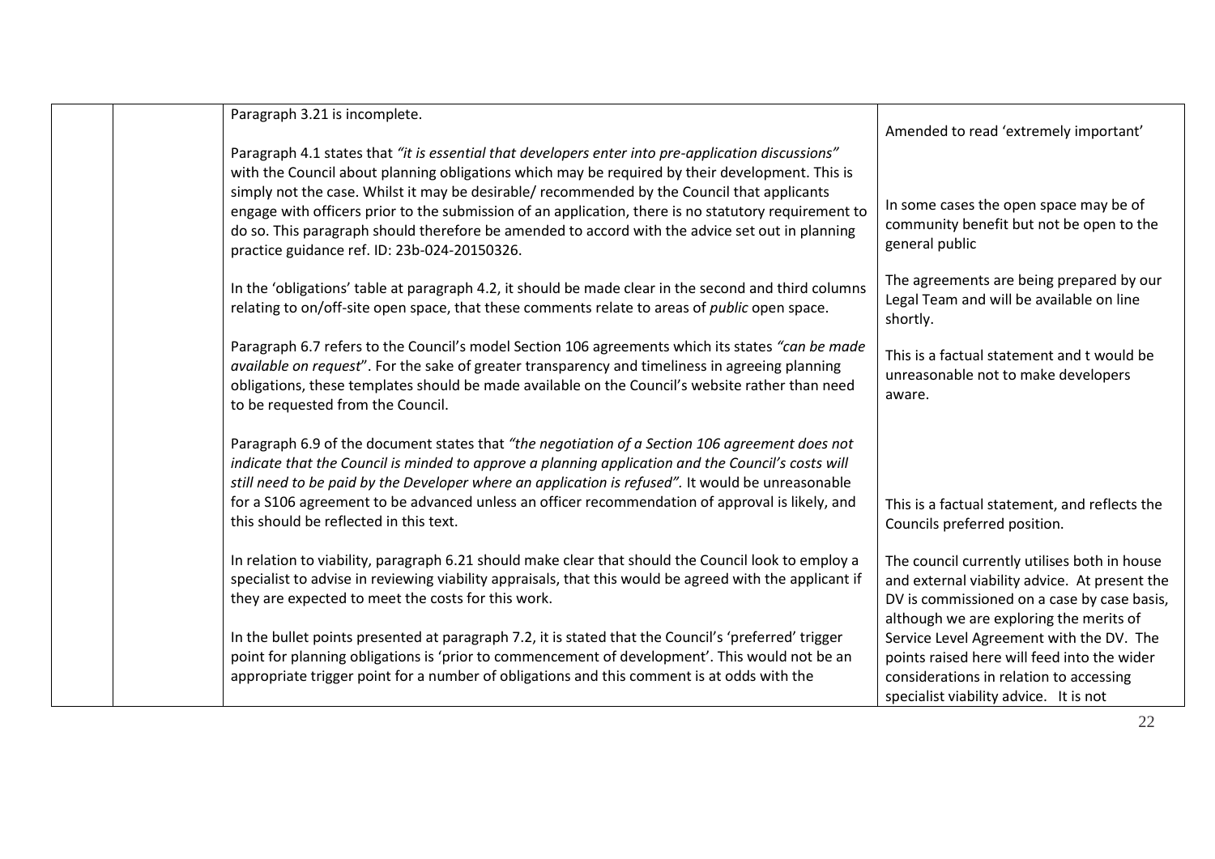|  |  |  |  |
|---|---|---|---|
|  |  | Paragraph 3.21 is incomplete.<br><br>Paragraph 4.1 states that *"it is essential that developers enter into pre-application discussions"* with the Council about planning obligations which may be required by their development. This is simply not the case. Whilst it may be desirable/ recommended by the Council that applicants engage with officers prior to the submission of an application, there is no statutory requirement to do so. This paragraph should therefore be amended to accord with the advice set out in planning practice guidance ref. ID: 23b-024-20150326.<br><br>In the 'obligations' table at paragraph 4.2, it should be made clear in the second and third columns relating to on/off-site open space, that these comments relate to areas of *public* open space.<br><br>Paragraph 6.7 refers to the Council's model Section 106 agreements which its states *"can be made available on request*". For the sake of greater transparency and timeliness in agreeing planning obligations, these templates should be made available on the Council's website rather than need to be requested from the Council.<br><br>Paragraph 6.9 of the document states that *"the negotiation of a Section 106 agreement does not indicate that the Council is minded to approve a planning application and the Council's costs will still need to be paid by the Developer where an application is refused".* It would be unreasonable for a S106 agreement to be advanced unless an officer recommendation of approval is likely, and this should be reflected in this text.<br><br>In relation to viability, paragraph 6.21 should make clear that should the Council look to employ a specialist to advise in reviewing viability appraisals, that this would be agreed with the applicant if they are expected to meet the costs for this work.<br><br>In the bullet points presented at paragraph 7.2, it is stated that the Council's 'preferred' trigger point for planning obligations is 'prior to commencement of development'. This would not be an appropriate trigger point for a number of obligations and this comment is at odds with the | Amended to read 'extremely important'<br><br>In some cases the open space may be of community benefit but not be open to the general public<br><br>The agreements are being prepared by our Legal Team and will be available on line shortly.<br><br>This is a factual statement and t would be unreasonable not to make developers aware.<br><br>This is a factual statement, and reflects the Councils preferred position.<br><br>The council currently utilises both in house and external viability advice. At present the DV is commissioned on a case by case basis, although we are exploring the merits of Service Level Agreement with the DV. The points raised here will feed into the wider considerations in relation to accessing specialist viability advice. It is not |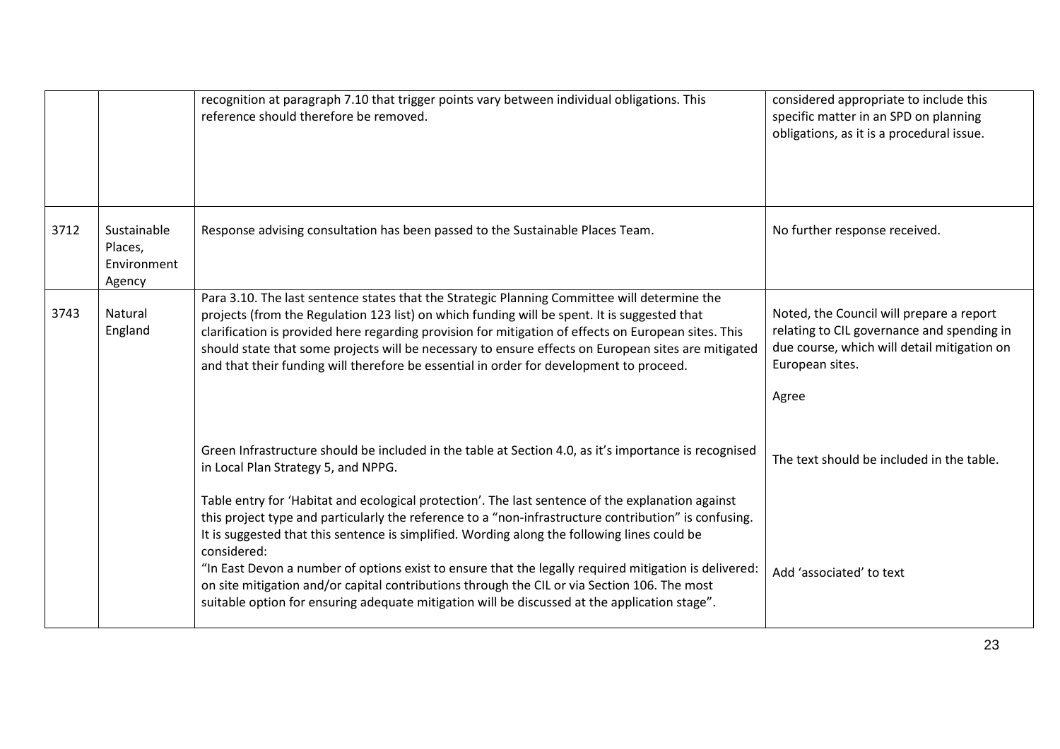| | | | |
|---|---|---|---|
| | | recognition at paragraph 7.10 that trigger points vary between individual obligations. This reference should therefore be removed. | considered appropriate to include this specific matter in an SPD on planning obligations, as it is a procedural issue. |
| 3712 | Sustainable Places, Environment Agency | Response advising consultation has been passed to the Sustainable Places Team. | No further response received. |
| 3743 | Natural England | Para 3.10. The last sentence states that the Strategic Planning Committee will determine the projects (from the Regulation 123 list) on which funding will be spent. It is suggested that clarification is provided here regarding provision for mitigation of effects on European sites. This should state that some projects will be necessary to ensure effects on European sites are mitigated and that their funding will therefore be essential in order for development to proceed. | Noted, the Council will prepare a report relating to CIL governance and spending in due course, which will detail mitigation on European sites.<br><br>Agree |
| | | Green Infrastructure should be included in the table at Section 4.0, as it's importance is recognised in Local Plan Strategy 5, and NPPG. | The text should be included in the table. |
| | | Table entry for 'Habitat and ecological protection'. The last sentence of the explanation against this project type and particularly the reference to a "non-infrastructure contribution" is confusing. It is suggested that this sentence is simplified. Wording along the following lines could be considered:<br>"In East Devon a number of options exist to ensure that the legally required mitigation is delivered: on site mitigation and/or capital contributions through the CIL or via Section 106. The most suitable option for ensuring adequate mitigation will be discussed at the application stage". | Add 'associated' to text |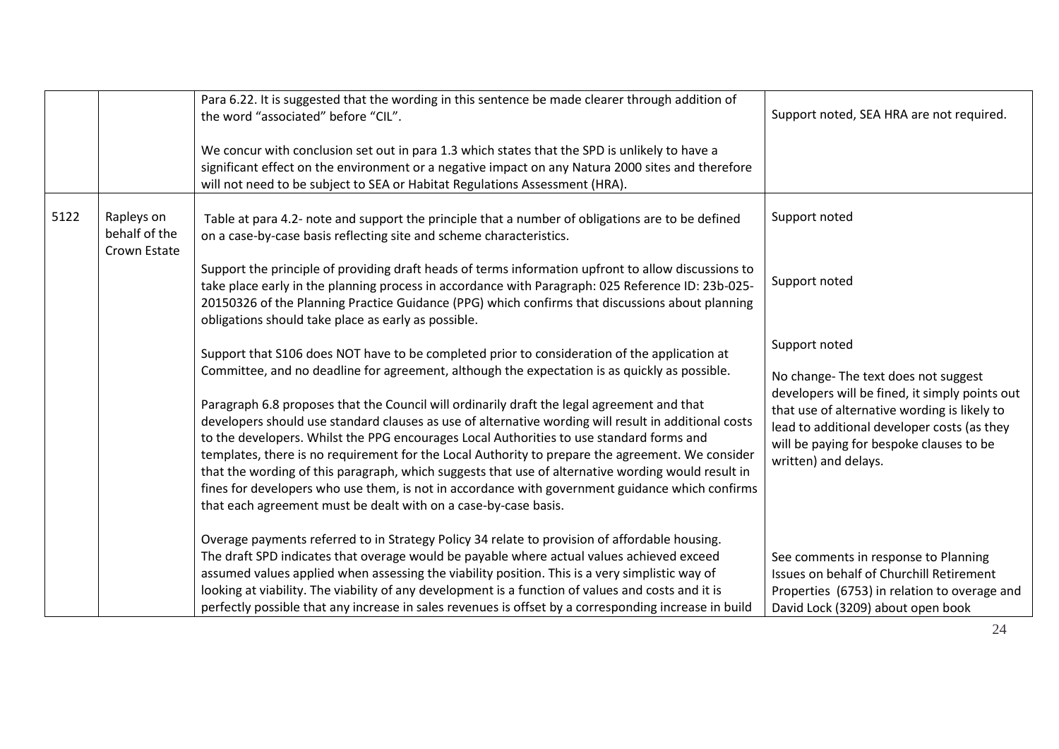| | | | |
|---|---|---|---|
| | | Para 6.22. It is suggested that the wording in this sentence be made clearer through addition of the word "associated" before "CIL".<br><br>We concur with conclusion set out in para 1.3 which states that the SPD is unlikely to have a significant effect on the environment or a negative impact on any Natura 2000 sites and therefore will not need to be subject to SEA or Habitat Regulations Assessment (HRA). | Support noted, SEA HRA are not required. |
| 5122 | Rapleys on behalf of the Crown Estate | Table at para 4.2- note and support the principle that a number of obligations are to be defined on a case-by-case basis reflecting site and scheme characteristics. | Support noted |
| | | Support the principle of providing draft heads of terms information upfront to allow discussions to take place early in the planning process in accordance with Paragraph: 025 Reference ID: 23b-025-20150326 of the Planning Practice Guidance (PPG) which confirms that discussions about planning obligations should take place as early as possible. | Support noted |
| | | Support that S106 does NOT have to be completed prior to consideration of the application at Committee, and no deadline for agreement, although the expectation is as quickly as possible. | Support noted |
| | | Paragraph 6.8 proposes that the Council will ordinarily draft the legal agreement and that developers should use standard clauses as use of alternative wording will result in additional costs to the developers. Whilst the PPG encourages Local Authorities to use standard forms and templates, there is no requirement for the Local Authority to prepare the agreement. We consider that the wording of this paragraph, which suggests that use of alternative wording would result in fines for developers who use them, is not in accordance with government guidance which confirms that each agreement must be dealt with on a case-by-case basis. | No change- The text does not suggest developers will be fined, it simply points out that use of alternative wording is likely to lead to additional developer costs (as they will be paying for bespoke clauses to be written) and delays. |
| | | Overage payments referred to in Strategy Policy 34 relate to provision of affordable housing. The draft SPD indicates that overage would be payable where actual values achieved exceed assumed values applied when assessing the viability position. This is a very simplistic way of looking at viability. The viability of any development is a function of values and costs and it is perfectly possible that any increase in sales revenues is offset by a corresponding increase in build | See comments in response to Planning Issues on behalf of Churchill Retirement Properties (6753) in relation to overage and David Lock (3209) about open book |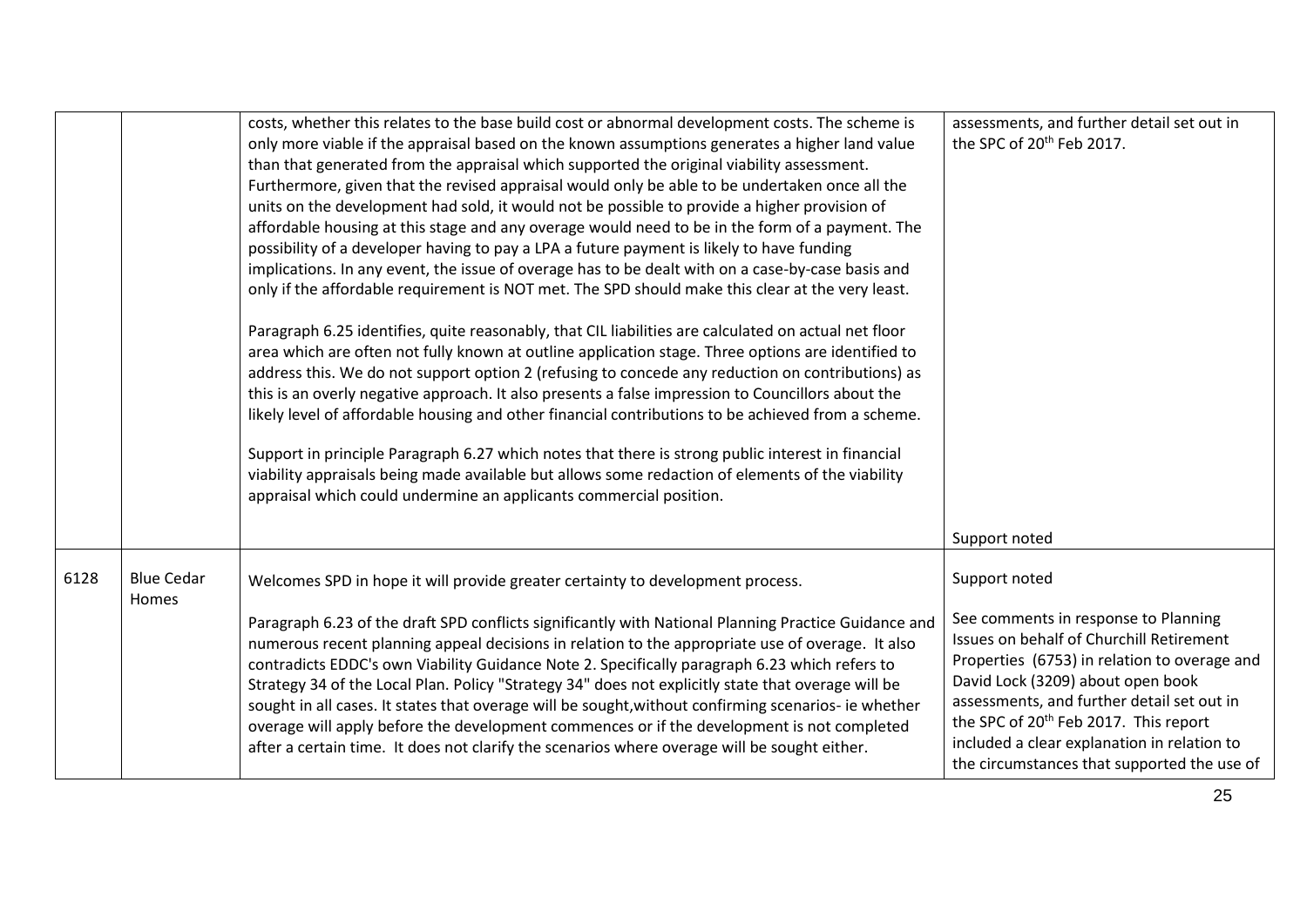|  |  |  |  |
|---|---|---|---|
|  |  | costs, whether this relates to the base build cost or abnormal development costs. The scheme is only more viable if the appraisal based on the known assumptions generates a higher land value than that generated from the appraisal which supported the original viability assessment. Furthermore, given that the revised appraisal would only be able to be undertaken once all the units on the development had sold, it would not be possible to provide a higher provision of affordable housing at this stage and any overage would need to be in the form of a payment. The possibility of a developer having to pay a LPA a future payment is likely to have funding implications. In any event, the issue of overage has to be dealt with on a case-by-case basis and only if the affordable requirement is NOT met. The SPD should make this clear at the very least.<br><br>Paragraph 6.25 identifies, quite reasonably, that CIL liabilities are calculated on actual net floor area which are often not fully known at outline application stage. Three options are identified to address this. We do not support option 2 (refusing to concede any reduction on contributions) as this is an overly negative approach. It also presents a false impression to Councillors about the likely level of affordable housing and other financial contributions to be achieved from a scheme.<br><br>Support in principle Paragraph 6.27 which notes that there is strong public interest in financial viability appraisals being made available but allows some redaction of elements of the viability appraisal which could undermine an applicants commercial position. | assessments, and further detail set out in the SPC of 20th Feb 2017.<br><br>Support noted |
| 6128 | Blue Cedar Homes | Welcomes SPD in hope it will provide greater certainty to development process.<br><br>Paragraph 6.23 of the draft SPD conflicts significantly with National Planning Practice Guidance and numerous recent planning appeal decisions in relation to the appropriate use of overage. It also contradicts EDDC's own Viability Guidance Note 2. Specifically paragraph 6.23 which refers to Strategy 34 of the Local Plan. Policy "Strategy 34" does not explicitly state that overage will be sought in all cases. It states that overage will be sought,without confirming scenarios- ie whether overage will apply before the development commences or if the development is not completed after a certain time. It does not clarify the scenarios where overage will be sought either. | Support noted<br><br>See comments in response to Planning Issues on behalf of Churchill Retirement Properties (6753) in relation to overage and David Lock (3209) about open book assessments, and further detail set out in the SPC of 20th Feb 2017. This report included a clear explanation in relation to the circumstances that supported the use of |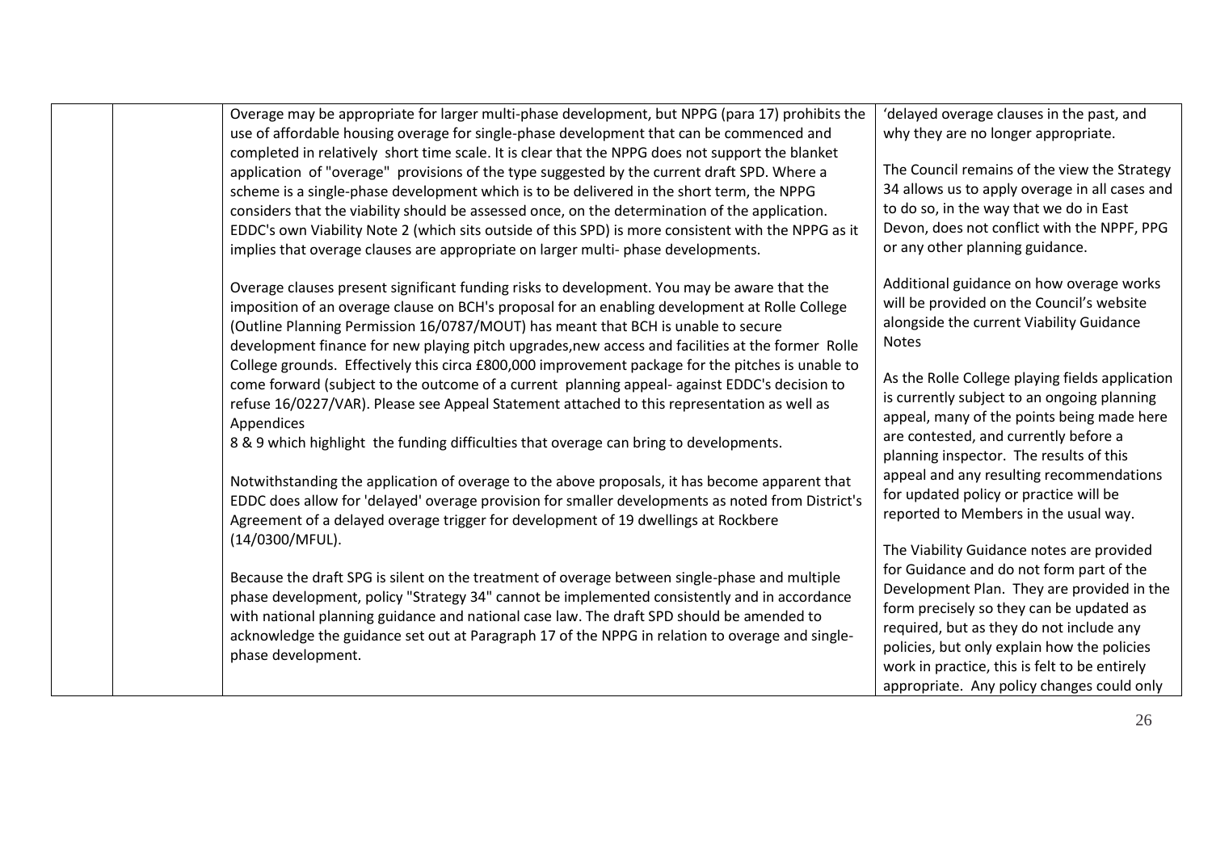| | | | |
|---|---|---|---|
| | | Overage may be appropriate for larger multi-phase development, but NPPG (para 17) prohibits the use of affordable housing overage for single-phase development that can be commenced and completed in relatively short time scale. It is clear that the NPPG does not support the blanket application of "overage" provisions of the type suggested by the current draft SPD. Where a scheme is a single-phase development which is to be delivered in the short term, the NPPG considers that the viability should be assessed once, on the determination of the application. EDDC's own Viability Note 2 (which sits outside of this SPD) is more consistent with the NPPG as it implies that overage clauses are appropriate on larger multi- phase developments.<br><br>Overage clauses present significant funding risks to development. You may be aware that the imposition of an overage clause on BCH's proposal for an enabling development at Rolle College (Outline Planning Permission 16/0787/MOUT) has meant that BCH is unable to secure development finance for new playing pitch upgrades,new access and facilities at the former Rolle College grounds. Effectively this circa £800,000 improvement package for the pitches is unable to come forward (subject to the outcome of a current planning appeal- against EDDC's decision to refuse 16/0227/VAR). Please see Appeal Statement attached to this representation as well as Appendices<br>8 & 9 which highlight the funding difficulties that overage can bring to developments.<br><br>Notwithstanding the application of overage to the above proposals, it has become apparent that EDDC does allow for 'delayed' overage provision for smaller developments as noted from District's Agreement of a delayed overage trigger for development of 19 dwellings at Rockbere (14/0300/MFUL).<br><br>Because the draft SPG is silent on the treatment of overage between single-phase and multiple phase development, policy "Strategy 34" cannot be implemented consistently and in accordance with national planning guidance and national case law. The draft SPD should be amended to acknowledge the guidance set out at Paragraph 17 of the NPPG in relation to overage and single-phase development. | 'delayed overage clauses in the past, and why they are no longer appropriate.<br><br>The Council remains of the view the Strategy 34 allows us to apply overage in all cases and to do so, in the way that we do in East Devon, does not conflict with the NPPF, PPG or any other planning guidance.<br><br>Additional guidance on how overage works will be provided on the Council's website alongside the current Viability Guidance Notes<br><br>As the Rolle College playing fields application is currently subject to an ongoing planning appeal, many of the points being made here are contested, and currently before a planning inspector. The results of this appeal and any resulting recommendations for updated policy or practice will be reported to Members in the usual way.<br><br>The Viability Guidance notes are provided for Guidance and do not form part of the Development Plan. They are provided in the form precisely so they can be updated as required, but as they do not include any policies, but only explain how the policies work in practice, this is felt to be entirely appropriate. Any policy changes could only |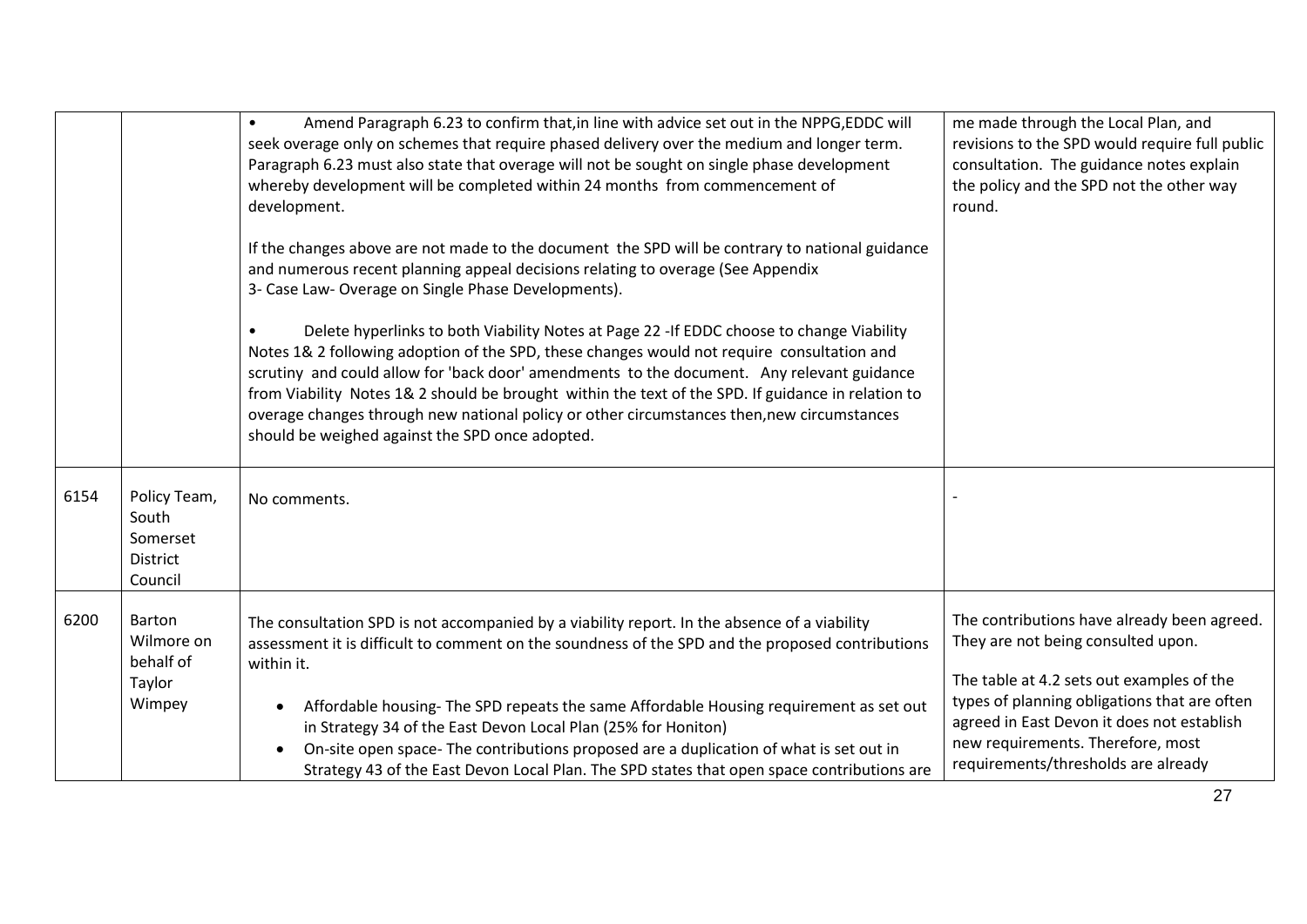| | | | |
|---|---|---|---|
| | | • Amend Paragraph 6.23 to confirm that,in line with advice set out in the NPPG,EDDC will seek overage only on schemes that require phased delivery over the medium and longer term. Paragraph 6.23 must also state that overage will not be sought on single phase development whereby development will be completed within 24 months from commencement of development.<br><br>If the changes above are not made to the document the SPD will be contrary to national guidance and numerous recent planning appeal decisions relating to overage (See Appendix 3- Case Law- Overage on Single Phase Developments).<br><br>• Delete hyperlinks to both Viability Notes at Page 22 -If EDDC choose to change Viability Notes 1& 2 following adoption of the SPD, these changes would not require consultation and scrutiny and could allow for 'back door' amendments to the document. Any relevant guidance from Viability Notes 1& 2 should be brought within the text of the SPD. If guidance in relation to overage changes through new national policy or other circumstances then,new circumstances should be weighed against the SPD once adopted. | me made through the Local Plan, and revisions to the SPD would require full public consultation. The guidance notes explain the policy and the SPD not the other way round. |
| 6154 | Policy Team, South Somerset District Council | No comments. | - |
| 6200 | Barton Wilmore on behalf of Taylor Wimpey | The consultation SPD is not accompanied by a viability report. In the absence of a viability assessment it is difficult to comment on the soundness of the SPD and the proposed contributions within it.<br><br>• Affordable housing- The SPD repeats the same Affordable Housing requirement as set out in Strategy 34 of the East Devon Local Plan (25% for Honiton)<br>• On-site open space- The contributions proposed are a duplication of what is set out in Strategy 43 of the East Devon Local Plan. The SPD states that open space contributions are | The contributions have already been agreed. They are not being consulted upon.<br><br>The table at 4.2 sets out examples of the types of planning obligations that are often agreed in East Devon it does not establish new requirements. Therefore, most requirements/thresholds are already |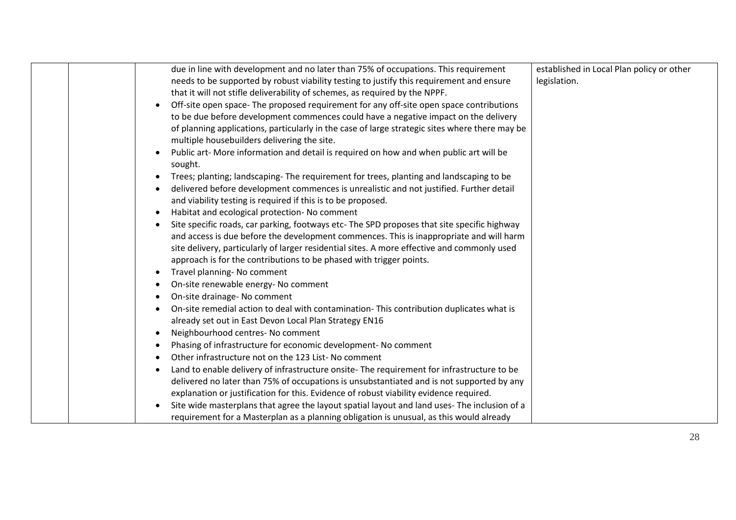| | | due in line with development and no later than 75% of occupations. This requirement needs to be supported by robust viability testing to justify this requirement and ensure that it will not stifle deliverability of schemes, as required by the NPPF.<br>• Off-site open space- The proposed requirement for any off-site open space contributions to be due before development commences could have a negative impact on the delivery of planning applications, particularly in the case of large strategic sites where there may be multiple housebuilders delivering the site.<br>• Public art- More information and detail is required on how and when public art will be sought.<br>• Trees; planting; landscaping- The requirement for trees, planting and landscaping to be<br>• delivered before development commences is unrealistic and not justified. Further detail and viability testing is required if this is to be proposed.<br>• Habitat and ecological protection- No comment<br>• Site specific roads, car parking, footways etc- The SPD proposes that site specific highway and access is due before the development commences. This is inappropriate and will harm site delivery, particularly of larger residential sites. A more effective and commonly used approach is for the contributions to be phased with trigger points.<br>• Travel planning- No comment<br>• On-site renewable energy- No comment<br>• On-site drainage- No comment<br>• On-site remedial action to deal with contamination- This contribution duplicates what is already set out in East Devon Local Plan Strategy EN16<br>• Neighbourhood centres- No comment<br>• Phasing of infrastructure for economic development- No comment<br>• Other infrastructure not on the 123 List- No comment<br>• Land to enable delivery of infrastructure onsite- The requirement for infrastructure to be delivered no later than 75% of occupations is unsubstantiated and is not supported by any explanation or justification for this. Evidence of robust viability evidence required.<br>• Site wide masterplans that agree the layout spatial layout and land uses- The inclusion of a requirement for a Masterplan as a planning obligation is unusual, as this would already | established in Local Plan policy or other legislation. |
|---|---|---|---|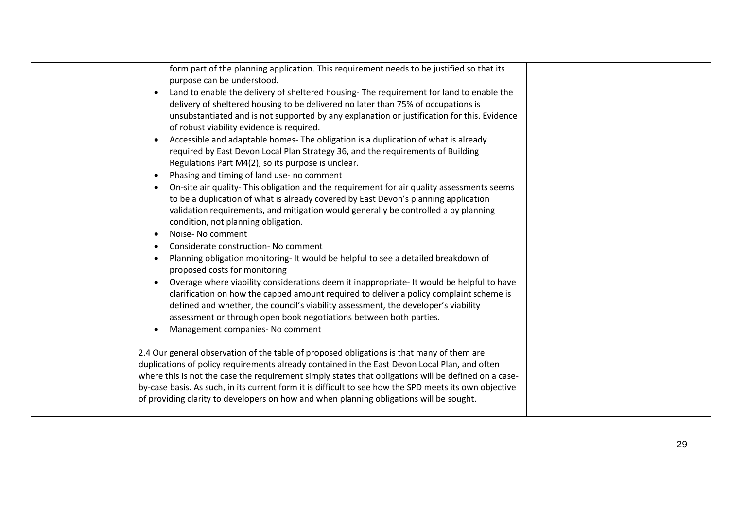| | | form part of the planning application. This requirement needs to be justified so that its purpose can be understood.<br>• Land to enable the delivery of sheltered housing- The requirement for land to enable the delivery of sheltered housing to be delivered no later than 75% of occupations is unsubstantiated and is not supported by any explanation or justification for this. Evidence of robust viability evidence is required.<br>• Accessible and adaptable homes- The obligation is a duplication of what is already required by East Devon Local Plan Strategy 36, and the requirements of Building Regulations Part M4(2), so its purpose is unclear.<br>• Phasing and timing of land use- no comment<br>• On-site air quality- This obligation and the requirement for air quality assessments seems to be a duplication of what is already covered by East Devon's planning application validation requirements, and mitigation would generally be controlled a by planning condition, not planning obligation.<br>• Noise- No comment<br>• Considerate construction- No comment<br>• Planning obligation monitoring- It would be helpful to see a detailed breakdown of proposed costs for monitoring<br>• Overage where viability considerations deem it inappropriate- It would be helpful to have clarification on how the capped amount required to deliver a policy complaint scheme is defined and whether, the council's viability assessment, the developer's viability assessment or through open book negotiations between both parties.<br>• Management companies- No comment<br><br>2.4 Our general observation of the table of proposed obligations is that many of them are duplications of policy requirements already contained in the East Devon Local Plan, and often where this is not the case the requirement simply states that obligations will be defined on a case-by-case basis. As such, in its current form it is difficult to see how the SPD meets its own objective of providing clarity to developers on how and when planning obligations will be sought. | |
|---|---|---|---|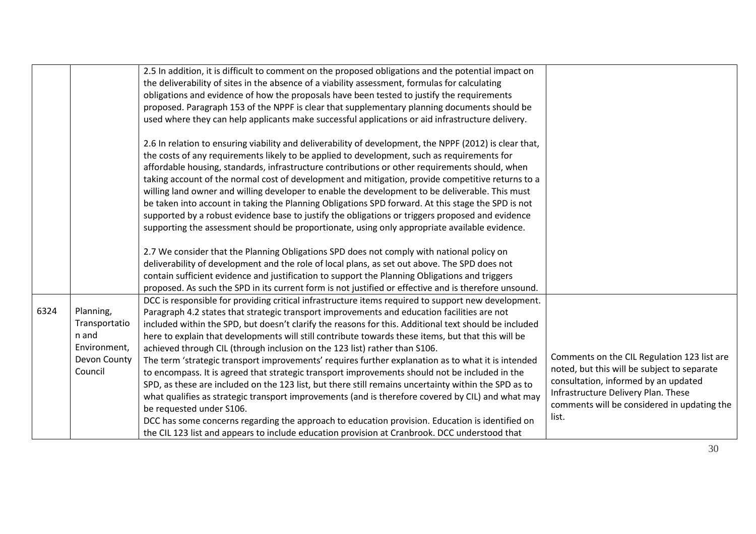| | | | |
|---|---|---|---|
| | | 2.5 In addition, it is difficult to comment on the proposed obligations and the potential impact on the deliverability of sites in the absence of a viability assessment, formulas for calculating obligations and evidence of how the proposals have been tested to justify the requirements proposed. Paragraph 153 of the NPPF is clear that supplementary planning documents should be used where they can help applicants make successful applications or aid infrastructure delivery.<br><br>2.6 In relation to ensuring viability and deliverability of development, the NPPF (2012) is clear that, the costs of any requirements likely to be applied to development, such as requirements for affordable housing, standards, infrastructure contributions or other requirements should, when taking account of the normal cost of development and mitigation, provide competitive returns to a willing land owner and willing developer to enable the development to be deliverable. This must be taken into account in taking the Planning Obligations SPD forward. At this stage the SPD is not supported by a robust evidence base to justify the obligations or triggers proposed and evidence supporting the assessment should be proportionate, using only appropriate available evidence.<br><br>2.7 We consider that the Planning Obligations SPD does not comply with national policy on deliverability of development and the role of local plans, as set out above. The SPD does not contain sufficient evidence and justification to support the Planning Obligations and triggers proposed. As such the SPD in its current form is not justified or effective and is therefore unsound. | |
| 6324 | Planning, Transportation and Environment, Devon County Council | DCC is responsible for providing critical infrastructure items required to support new development. Paragraph 4.2 states that strategic transport improvements and education facilities are not included within the SPD, but doesn't clarify the reasons for this. Additional text should be included here to explain that developments will still contribute towards these items, but that this will be achieved through CIL (through inclusion on the 123 list) rather than S106.<br>The term 'strategic transport improvements' requires further explanation as to what it is intended to encompass. It is agreed that strategic transport improvements should not be included in the SPD, as these are included on the 123 list, but there still remains uncertainty within the SPD as to what qualifies as strategic transport improvements (and is therefore covered by CIL) and what may be requested under S106.<br>DCC has some concerns regarding the approach to education provision. Education is identified on the CIL 123 list and appears to include education provision at Cranbrook. DCC understood that | Comments on the CIL Regulation 123 list are noted, but this will be subject to separate consultation, informed by an updated Infrastructure Delivery Plan. These comments will be considered in updating the list. |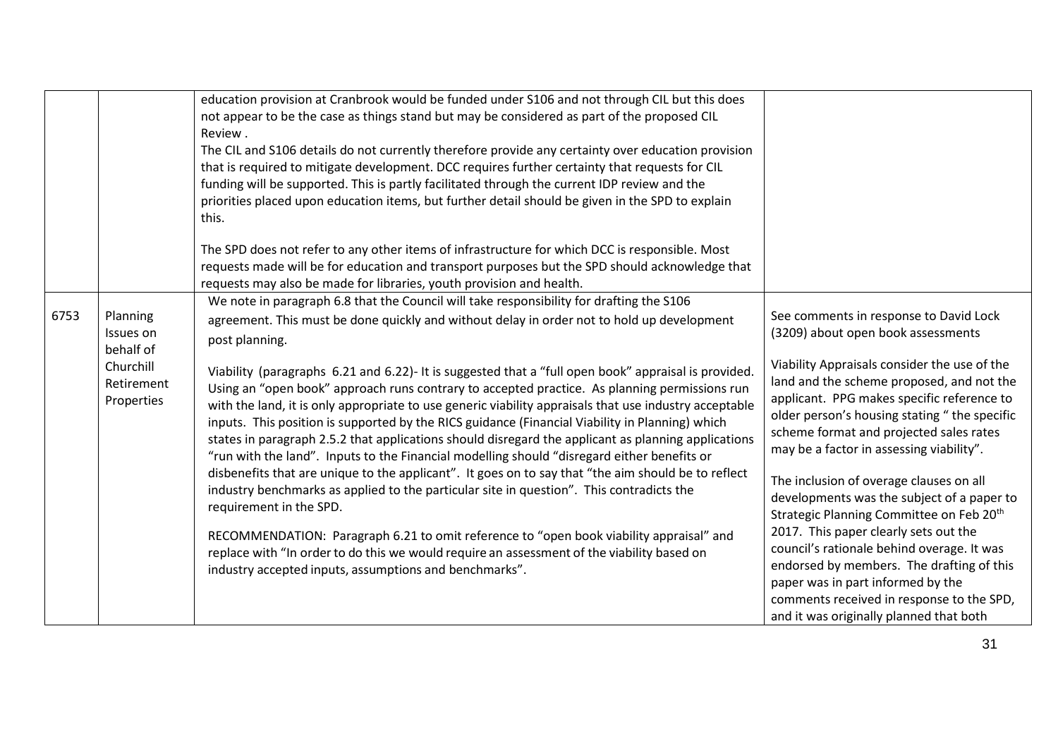| | | | |
|---|---|---|---|
| | | education provision at Cranbrook would be funded under S106 and not through CIL but this does not appear to be the case as things stand but may be considered as part of the proposed CIL Review .<br>The CIL and S106 details do not currently therefore provide any certainty over education provision that is required to mitigate development. DCC requires further certainty that requests for CIL funding will be supported. This is partly facilitated through the current IDP review and the priorities placed upon education items, but further detail should be given in the SPD to explain this.<br><br>The SPD does not refer to any other items of infrastructure for which DCC is responsible. Most requests made will be for education and transport purposes but the SPD should acknowledge that requests may also be made for libraries, youth provision and health. | |
| 6753 | Planning Issues on behalf of Churchill Retirement Properties | We note in paragraph 6.8 that the Council will take responsibility for drafting the S106 agreement. This must be done quickly and without delay in order not to hold up development post planning.<br><br>Viability (paragraphs 6.21 and 6.22)- It is suggested that a "full open book" appraisal is provided. Using an "open book" approach runs contrary to accepted practice. As planning permissions run with the land, it is only appropriate to use generic viability appraisals that use industry acceptable inputs. This position is supported by the RICS guidance (Financial Viability in Planning) which states in paragraph 2.5.2 that applications should disregard the applicant as planning applications "run with the land". Inputs to the Financial modelling should "disregard either benefits or disbenefits that are unique to the applicant". It goes on to say that "the aim should be to reflect industry benchmarks as applied to the particular site in question". This contradicts the requirement in the SPD.<br><br>RECOMMENDATION: Paragraph 6.21 to omit reference to "open book viability appraisal" and replace with "In order to do this we would require an assessment of the viability based on industry accepted inputs, assumptions and benchmarks". | See comments in response to David Lock (3209) about open book assessments<br><br>Viability Appraisals consider the use of the land and the scheme proposed, and not the applicant. PPG makes specific reference to older person's housing stating " the specific scheme format and projected sales rates may be a factor in assessing viability".<br><br>The inclusion of overage clauses on all developments was the subject of a paper to Strategic Planning Committee on Feb 20th 2017. This paper clearly sets out the council's rationale behind overage. It was endorsed by members. The drafting of this paper was in part informed by the comments received in response to the SPD, and it was originally planned that both |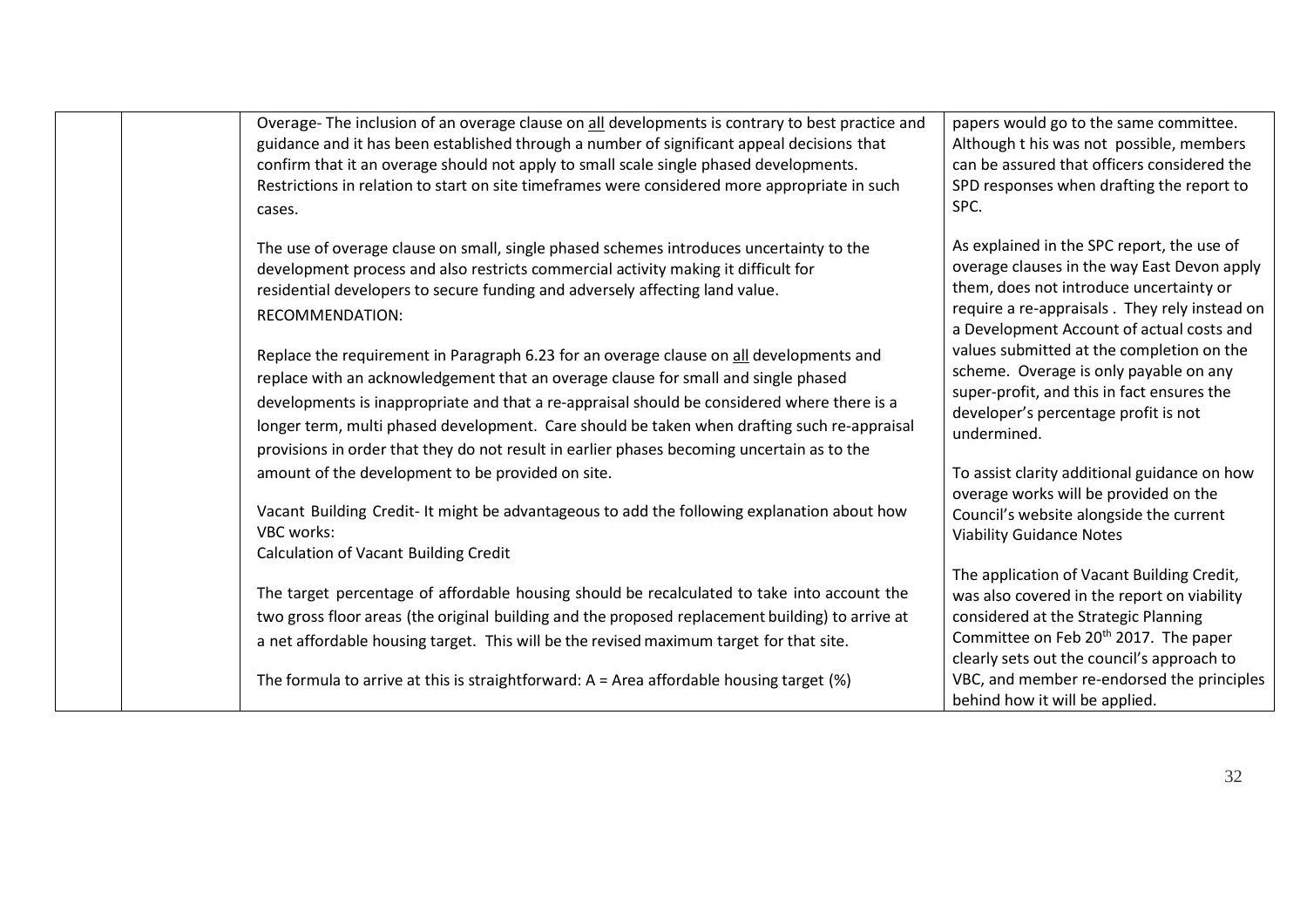| | | | |
|---|---|---|---|
| | | Overage- The inclusion of an overage clause on all developments is contrary to best practice and guidance and it has been established through a number of significant appeal decisions that confirm that it an overage should not apply to small scale single phased developments. Restrictions in relation to start on site timeframes were considered more appropriate in such cases.<br><br>The use of overage clause on small, single phased schemes introduces uncertainty to the development process and also restricts commercial activity making it difficult for residential developers to secure funding and adversely affecting land value.<br>RECOMMENDATION:<br><br>Replace the requirement in Paragraph 6.23 for an overage clause on all developments and replace with an acknowledgement that an overage clause for small and single phased developments is inappropriate and that a re-appraisal should be considered where there is a longer term, multi phased development. Care should be taken when drafting such re-appraisal provisions in order that they do not result in earlier phases becoming uncertain as to the amount of the development to be provided on site.<br><br>Vacant Building Credit- It might be advantageous to add the following explanation about how VBC works:<br>Calculation of Vacant Building Credit<br><br>The target percentage of affordable housing should be recalculated to take into account the two gross floor areas (the original building and the proposed replacement building) to arrive at a net affordable housing target. This will be the revised maximum target for that site.<br><br>The formula to arrive at this is straightforward: A = Area affordable housing target (%) | papers would go to the same committee. Although t his was not possible, members can be assured that officers considered the SPD responses when drafting the report to SPC.<br><br>As explained in the SPC report, the use of overage clauses in the way East Devon apply them, does not introduce uncertainty or require a re-appraisals . They rely instead on a Development Account of actual costs and values submitted at the completion on the scheme. Overage is only payable on any super-profit, and this in fact ensures the developer's percentage profit is not undermined.<br><br>To assist clarity additional guidance on how overage works will be provided on the Council's website alongside the current Viability Guidance Notes<br><br>The application of Vacant Building Credit, was also covered in the report on viability considered at the Strategic Planning Committee on Feb 20th 2017. The paper clearly sets out the council's approach to VBC, and member re-endorsed the principles behind how it will be applied. |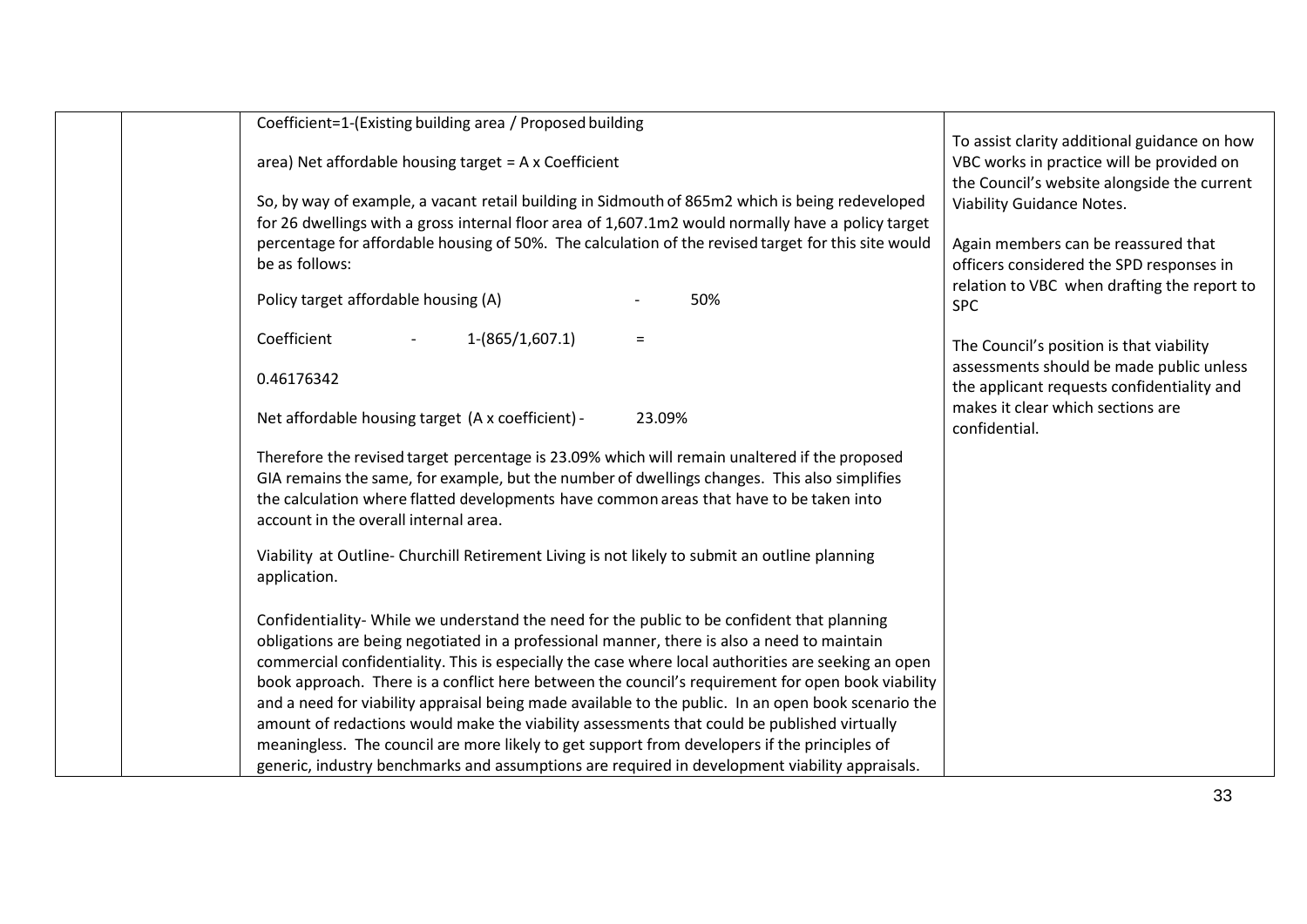| | | | |
|---|---|---|---|
| | | Coefficient=1-(Existing building area / Proposed building area) Net affordable housing target = A x Coefficient<br><br>So, by way of example, a vacant retail building in Sidmouth of 865m2 which is being redeveloped for 26 dwellings with a gross internal floor area of 1,607.1m2 would normally have a policy target percentage for affordable housing of 50%. The calculation of the revised target for this site would be as follows:<br><br>Policy target affordable housing (A) - 50%<br><br>Coefficient - 1-(865/1,607.1) =<br><br>0.46176342<br><br>Net affordable housing target (A x coefficient) - 23.09%<br><br>Therefore the revised target percentage is 23.09% which will remain unaltered if the proposed GIA remains the same, for example, but the number of dwellings changes. This also simplifies the calculation where flatted developments have common areas that have to be taken into account in the overall internal area.<br><br>Viability at Outline- Churchill Retirement Living is not likely to submit an outline planning application.<br><br>Confidentiality- While we understand the need for the public to be confident that planning obligations are being negotiated in a professional manner, there is also a need to maintain commercial confidentiality. This is especially the case where local authorities are seeking an open book approach. There is a conflict here between the council's requirement for open book viability and a need for viability appraisal being made available to the public. In an open book scenario the amount of redactions would make the viability assessments that could be published virtually meaningless. The council are more likely to get support from developers if the principles of generic, industry benchmarks and assumptions are required in development viability appraisals. | To assist clarity additional guidance on how VBC works in practice will be provided on the Council's website alongside the current Viability Guidance Notes.<br><br>Again members can be reassured that officers considered the SPD responses in relation to VBC when drafting the report to SPC<br><br>The Council's position is that viability assessments should be made public unless the applicant requests confidentiality and makes it clear which sections are confidential. |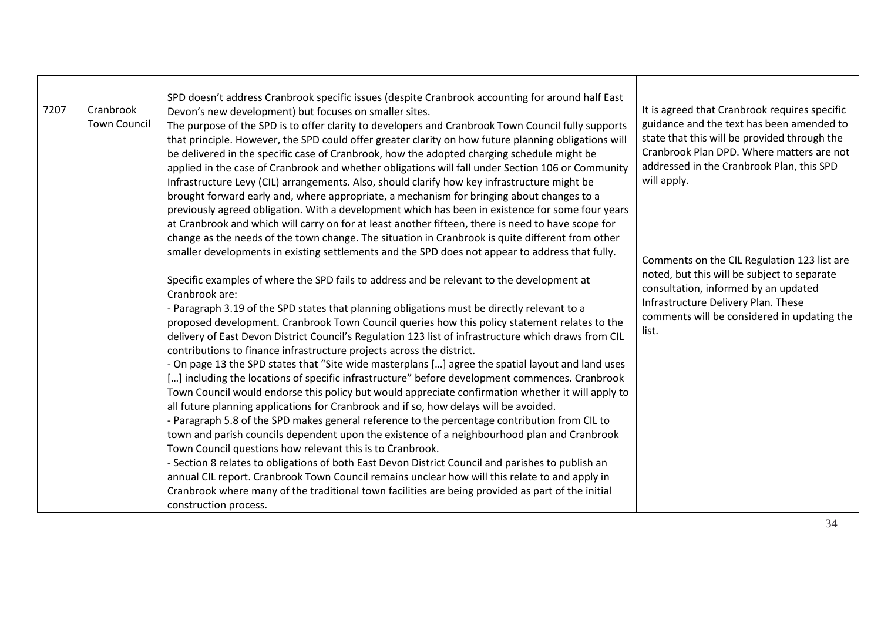| | | | |
|---|---|---|---|
| 7207 | Cranbrook Town Council | SPD doesn't address Cranbrook specific issues (despite Cranbrook accounting for around half East Devon's new development) but focuses on smaller sites.<br>The purpose of the SPD is to offer clarity to developers and Cranbrook Town Council fully supports that principle. However, the SPD could offer greater clarity on how future planning obligations will be delivered in the specific case of Cranbrook, how the adopted charging schedule might be applied in the case of Cranbrook and whether obligations will fall under Section 106 or Community Infrastructure Levy (CIL) arrangements. Also, should clarify how key infrastructure might be brought forward early and, where appropriate, a mechanism for bringing about changes to a previously agreed obligation. With a development which has been in existence for some four years at Cranbrook and which will carry on for at least another fifteen, there is need to have scope for change as the needs of the town change. The situation in Cranbrook is quite different from other smaller developments in existing settlements and the SPD does not appear to address that fully.<br><br>Specific examples of where the SPD fails to address and be relevant to the development at Cranbrook are:<br>- Paragraph 3.19 of the SPD states that planning obligations must be directly relevant to a proposed development. Cranbrook Town Council queries how this policy statement relates to the delivery of East Devon District Council's Regulation 123 list of infrastructure which draws from CIL contributions to finance infrastructure projects across the district.<br>- On page 13 the SPD states that "Site wide masterplans […] agree the spatial layout and land uses […] including the locations of specific infrastructure" before development commences. Cranbrook Town Council would endorse this policy but would appreciate confirmation whether it will apply to all future planning applications for Cranbrook and if so, how delays will be avoided.<br>- Paragraph 5.8 of the SPD makes general reference to the percentage contribution from CIL to town and parish councils dependent upon the existence of a neighbourhood plan and Cranbrook Town Council questions how relevant this is to Cranbrook.<br>- Section 8 relates to obligations of both East Devon District Council and parishes to publish an annual CIL report. Cranbrook Town Council remains unclear how will this relate to and apply in Cranbrook where many of the traditional town facilities are being provided as part of the initial construction process. | It is agreed that Cranbrook requires specific guidance and the text has been amended to state that this will be provided through the Cranbrook Plan DPD. Where matters are not addressed in the Cranbrook Plan, this SPD will apply.<br><br>Comments on the CIL Regulation 123 list are noted, but this will be subject to separate consultation, informed by an updated Infrastructure Delivery Plan. These comments will be considered in updating the list. |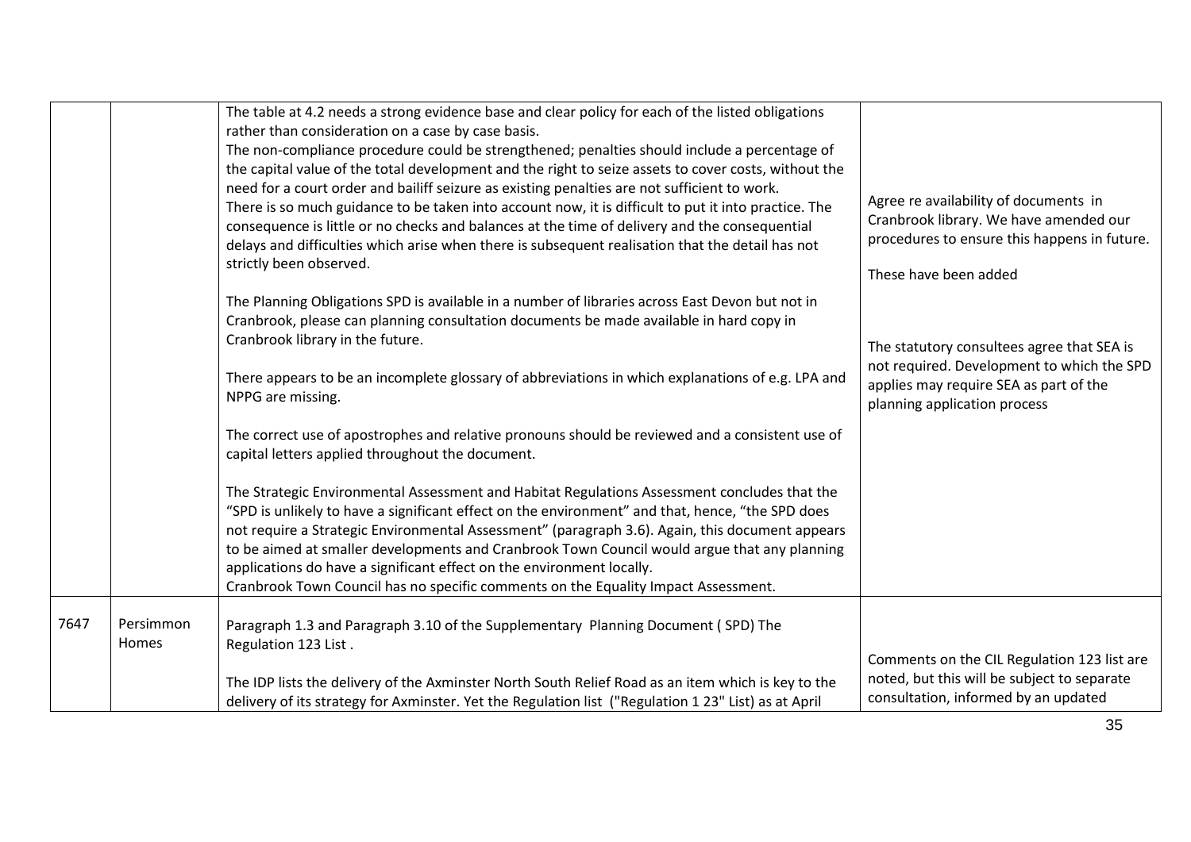| | | | |
|---|---|---|---|
| | | The table at 4.2 needs a strong evidence base and clear policy for each of the listed obligations rather than consideration on a case by case basis.<br>The non-compliance procedure could be strengthened; penalties should include a percentage of the capital value of the total development and the right to seize assets to cover costs, without the need for a court order and bailiff seizure as existing penalties are not sufficient to work.<br>There is so much guidance to be taken into account now, it is difficult to put it into practice. The consequence is little or no checks and balances at the time of delivery and the consequential delays and difficulties which arise when there is subsequent realisation that the detail has not strictly been observed.<br><br>The Planning Obligations SPD is available in a number of libraries across East Devon but not in Cranbrook, please can planning consultation documents be made available in hard copy in Cranbrook library in the future.<br><br>There appears to be an incomplete glossary of abbreviations in which explanations of e.g. LPA and NPPG are missing.<br><br>The correct use of apostrophes and relative pronouns should be reviewed and a consistent use of capital letters applied throughout the document.<br><br>The Strategic Environmental Assessment and Habitat Regulations Assessment concludes that the "SPD is unlikely to have a significant effect on the environment" and that, hence, "the SPD does not require a Strategic Environmental Assessment" (paragraph 3.6). Again, this document appears to be aimed at smaller developments and Cranbrook Town Council would argue that any planning applications do have a significant effect on the environment locally.<br>Cranbrook Town Council has no specific comments on the Equality Impact Assessment. | Agree re availability of documents in Cranbrook library. We have amended our procedures to ensure this happens in future.<br><br>These have been added<br><br>The statutory consultees agree that SEA is not required. Development to which the SPD applies may require SEA as part of the planning application process |
| 7647 | Persimmon Homes | Paragraph 1.3 and Paragraph 3.10 of the Supplementary Planning Document ( SPD) The Regulation 123 List .<br><br>The IDP lists the delivery of the Axminster North South Relief Road as an item which is key to the delivery of its strategy for Axminster. Yet the Regulation list ("Regulation 1 23" List) as at April | Comments on the CIL Regulation 123 list are noted, but this will be subject to separate consultation, informed by an updated |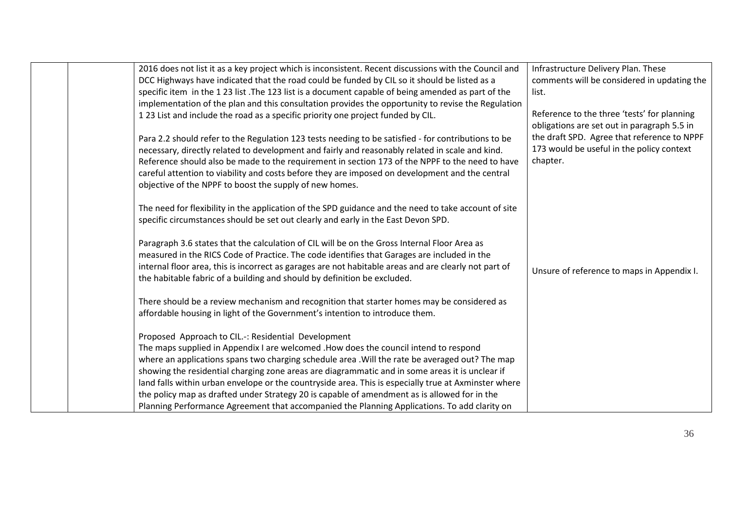|  |  |  |  |
|---|---|---|---|
|  |  | 2016 does not list it as a key project which is inconsistent. Recent discussions with the Council and DCC Highways have indicated that the road could be funded by CIL so it should be listed as a specific item in the 1 23 list .The 123 list is a document capable of being amended as part of the implementation of the plan and this consultation provides the opportunity to revise the Regulation 1 23 List and include the road as a specific priority one project funded by CIL.<br><br>Para 2.2 should refer to the Regulation 123 tests needing to be satisfied - for contributions to be necessary, directly related to development and fairly and reasonably related in scale and kind. Reference should also be made to the requirement in section 173 of the NPPF to the need to have careful attention to viability and costs before they are imposed on development and the central objective of the NPPF to boost the supply of new homes.<br><br>The need for flexibility in the application of the SPD guidance and the need to take account of site specific circumstances should be set out clearly and early in the East Devon SPD.<br><br>Paragraph 3.6 states that the calculation of CIL will be on the Gross Internal Floor Area as measured in the RICS Code of Practice. The code identifies that Garages are included in the internal floor area, this is incorrect as garages are not habitable areas and are clearly not part of the habitable fabric of a building and should by definition be excluded.<br><br>There should be a review mechanism and recognition that starter homes may be considered as affordable housing in light of the Government's intention to introduce them.<br><br>Proposed Approach to CIL.-: Residential Development<br>The maps supplied in Appendix I are welcomed .How does the council intend to respond where an applications spans two charging schedule area .Will the rate be averaged out? The map showing the residential charging zone areas are diagrammatic and in some areas it is unclear if land falls within urban envelope or the countryside area. This is especially true at Axminster where the policy map as drafted under Strategy 20 is capable of amendment as is allowed for in the Planning Performance Agreement that accompanied the Planning Applications. To add clarity on | Infrastructure Delivery Plan. These comments will be considered in updating the list.<br><br>Reference to the three 'tests' for planning obligations are set out in paragraph 5.5 in the draft SPD. Agree that reference to NPPF 173 would be useful in the policy context chapter.<br><br>Unsure of reference to maps in Appendix I. |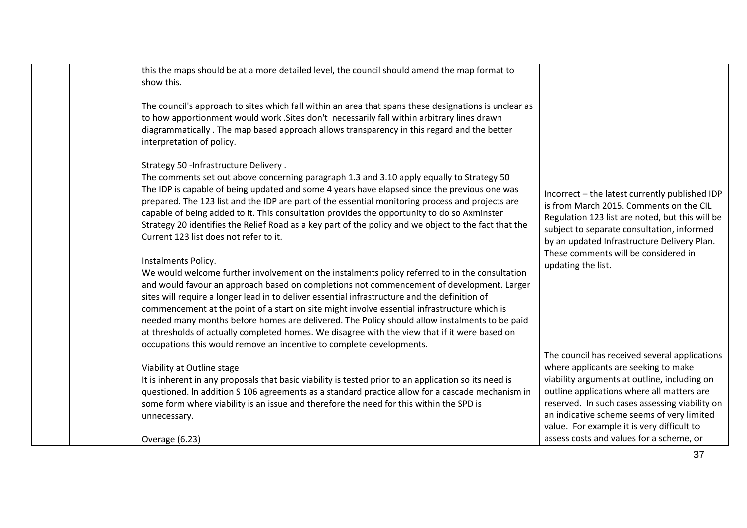| | | | |
|---|---|---|---|
| | | this the maps should be at a more detailed level, the council should amend the map format to show this.<br><br>The council's approach to sites which fall within an area that spans these designations is unclear as to how apportionment would work .Sites don't necessarily fall within arbitrary lines drawn diagrammatically . The map based approach allows transparency in this regard and the better interpretation of policy.<br><br>Strategy 50 -Infrastructure Delivery .<br>The comments set out above concerning paragraph 1.3 and 3.10 apply equally to Strategy 50 The IDP is capable of being updated and some 4 years have elapsed since the previous one was prepared. The 123 list and the IDP are part of the essential monitoring process and projects are capable of being added to it. This consultation provides the opportunity to do so Axminster Strategy 20 identifies the Relief Road as a key part of the policy and we object to the fact that the Current 123 list does not refer to it.<br><br>Instalments Policy.<br>We would welcome further involvement on the instalments policy referred to in the consultation and would favour an approach based on completions not commencement of development. Larger sites will require a longer lead in to deliver essential infrastructure and the definition of commencement at the point of a start on site might involve essential infrastructure which is needed many months before homes are delivered. The Policy should allow instalments to be paid at thresholds of actually completed homes. We disagree with the view that if it were based on occupations this would remove an incentive to complete developments.<br><br>Viability at Outline stage<br>It is inherent in any proposals that basic viability is tested prior to an application so its need is questioned. In addition S 106 agreements as a standard practice allow for a cascade mechanism in some form where viability is an issue and therefore the need for this within the SPD is unnecessary.<br><br>Overage (6.23) | Incorrect – the latest currently published IDP is from March 2015. Comments on the CIL Regulation 123 list are noted, but this will be subject to separate consultation, informed by an updated Infrastructure Delivery Plan. These comments will be considered in updating the list.<br><br>The council has received several applications where applicants are seeking to make viability arguments at outline, including on outline applications where all matters are reserved. In such cases assessing viability on an indicative scheme seems of very limited value. For example it is very difficult to assess costs and values for a scheme, or |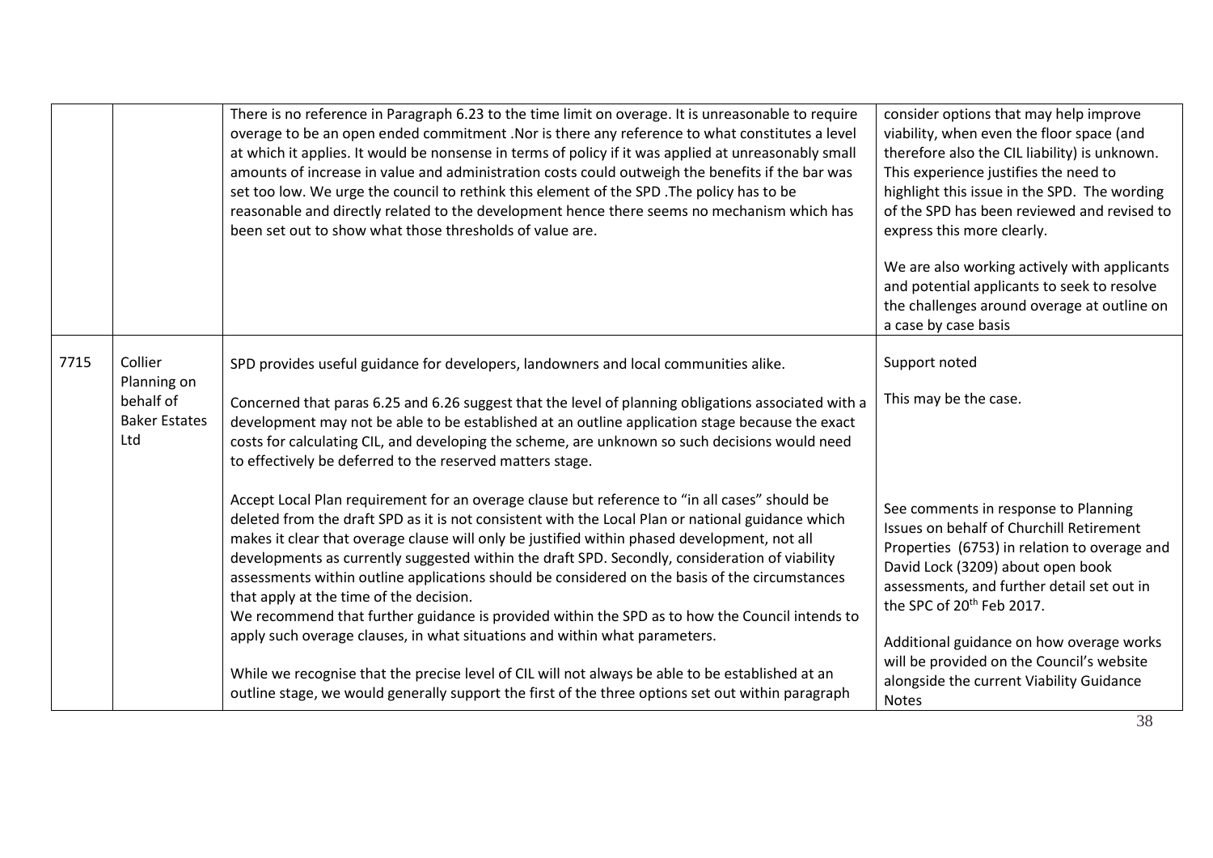| | | | |
|---|---|---|---|
| | | There is no reference in Paragraph 6.23 to the time limit on overage. It is unreasonable to require overage to be an open ended commitment .Nor is there any reference to what constitutes a level at which it applies. It would be nonsense in terms of policy if it was applied at unreasonably small amounts of increase in value and administration costs could outweigh the benefits if the bar was set too low. We urge the council to rethink this element of the SPD .The policy has to be reasonable and directly related to the development hence there seems no mechanism which has been set out to show what those thresholds of value are. | consider options that may help improve viability, when even the floor space (and therefore also the CIL liability) is unknown. This experience justifies the need to highlight this issue in the SPD. The wording of the SPD has been reviewed and revised to express this more clearly.<br><br>We are also working actively with applicants and potential applicants to seek to resolve the challenges around overage at outline on a case by case basis |
| 7715 | Collier Planning on behalf of Baker Estates Ltd | SPD provides useful guidance for developers, landowners and local communities alike.<br><br>Concerned that paras 6.25 and 6.26 suggest that the level of planning obligations associated with a development may not be able to be established at an outline application stage because the exact costs for calculating CIL, and developing the scheme, are unknown so such decisions would need to effectively be deferred to the reserved matters stage.<br><br>Accept Local Plan requirement for an overage clause but reference to "in all cases" should be deleted from the draft SPD as it is not consistent with the Local Plan or national guidance which makes it clear that overage clause will only be justified within phased development, not all developments as currently suggested within the draft SPD. Secondly, consideration of viability assessments within outline applications should be considered on the basis of the circumstances that apply at the time of the decision.<br>We recommend that further guidance is provided within the SPD as to how the Council intends to apply such overage clauses, in what situations and within what parameters.<br><br>While we recognise that the precise level of CIL will not always be able to be established at an outline stage, we would generally support the first of the three options set out within paragraph | Support noted<br><br>This may be the case.<br><br>See comments in response to Planning Issues on behalf of Churchill Retirement Properties (6753) in relation to overage and David Lock (3209) about open book assessments, and further detail set out in the SPC of 20th Feb 2017.<br><br>Additional guidance on how overage works will be provided on the Council's website alongside the current Viability Guidance Notes |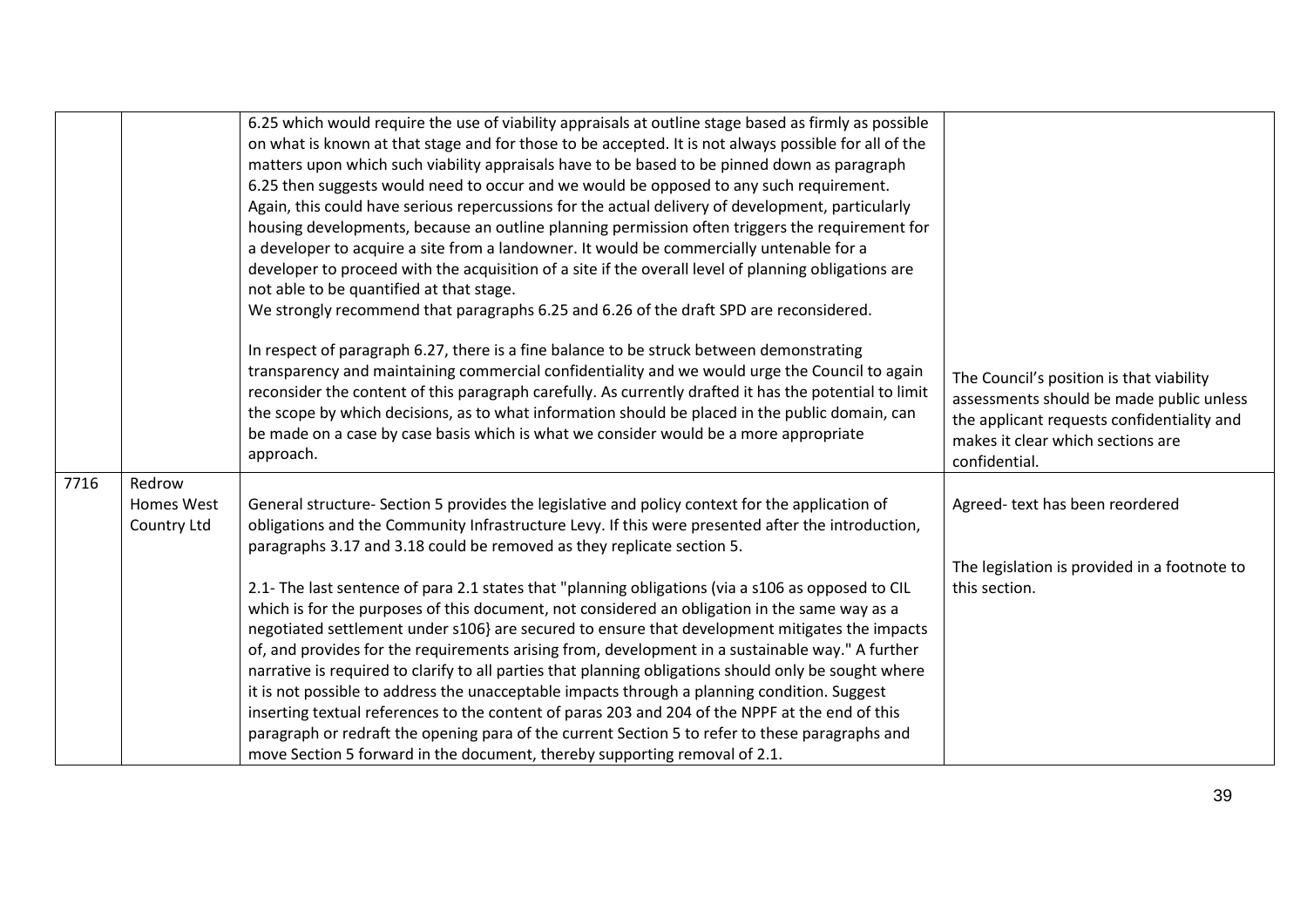| | | | |
|---|---|---|---|
| | | 6.25 which would require the use of viability appraisals at outline stage based as firmly as possible on what is known at that stage and for those to be accepted. It is not always possible for all of the matters upon which such viability appraisals have to be based to be pinned down as paragraph 6.25 then suggests would need to occur and we would be opposed to any such requirement. Again, this could have serious repercussions for the actual delivery of development, particularly housing developments, because an outline planning permission often triggers the requirement for a developer to acquire a site from a landowner. It would be commercially untenable for a developer to proceed with the acquisition of a site if the overall level of planning obligations are not able to be quantified at that stage.<br>We strongly recommend that paragraphs 6.25 and 6.26 of the draft SPD are reconsidered.<br><br>In respect of paragraph 6.27, there is a fine balance to be struck between demonstrating transparency and maintaining commercial confidentiality and we would urge the Council to again reconsider the content of this paragraph carefully. As currently drafted it has the potential to limit the scope by which decisions, as to what information should be placed in the public domain, can be made on a case by case basis which is what we consider would be a more appropriate approach. | The Council's position is that viability assessments should be made public unless the applicant requests confidentiality and makes it clear which sections are confidential. |
| 7716 | Redrow Homes West Country Ltd | General structure- Section 5 provides the legislative and policy context for the application of obligations and the Community Infrastructure Levy. If this were presented after the introduction, paragraphs 3.17 and 3.18 could be removed as they replicate section 5.<br><br>2.1- The last sentence of para 2.1 states that "planning obligations (via a s106 as opposed to CIL which is for the purposes of this document, not considered an obligation in the same way as a negotiated settlement under s106} are secured to ensure that development mitigates the impacts of, and provides for the requirements arising from, development in a sustainable way." A further narrative is required to clarify to all parties that planning obligations should only be sought where it is not possible to address the unacceptable impacts through a planning condition. Suggest inserting textual references to the content of paras 203 and 204 of the NPPF at the end of this paragraph or redraft the opening para of the current Section 5 to refer to these paragraphs and move Section 5 forward in the document, thereby supporting removal of 2.1. | Agreed- text has been reordered<br><br>The legislation is provided in a footnote to this section. |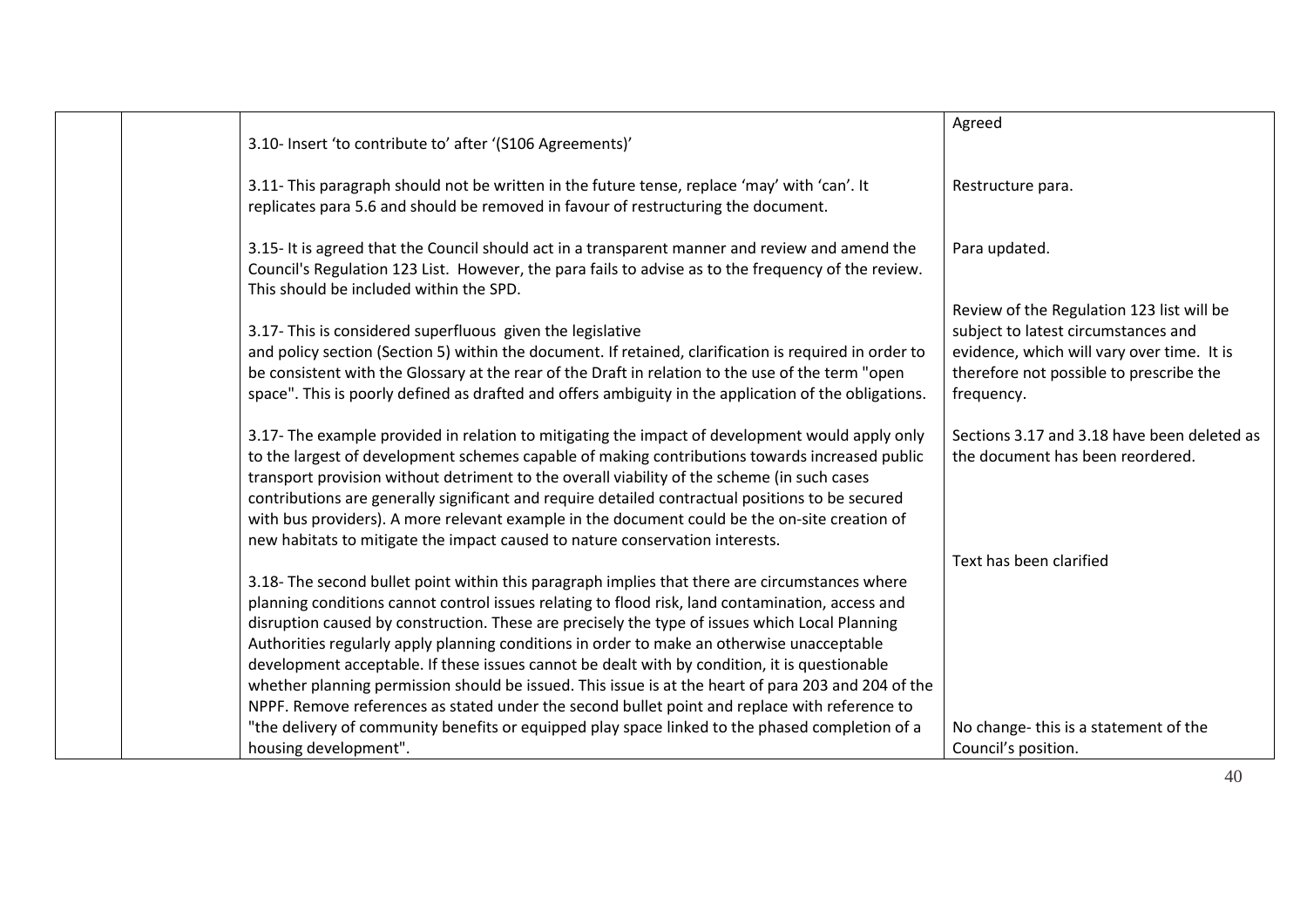|  |  |  |  |
|---|---|---|---|
|  |  | 3.10- Insert 'to contribute to' after '(S106 Agreements)' | Agreed |
|  |  | 3.11- This paragraph should not be written in the future tense, replace 'may' with 'can'. It replicates para 5.6 and should be removed in favour of restructuring the document. | Restructure para. |
|  |  | 3.15- It is agreed that the Council should act in a transparent manner and review and amend the Council's Regulation 123 List. However, the para fails to advise as to the frequency of the review. This should be included within the SPD. | Para updated. |
|  |  | 3.17- This is considered superfluous given the legislative and policy section (Section 5) within the document. If retained, clarification is required in order to be consistent with the Glossary at the rear of the Draft in relation to the use of the term "open space". This is poorly defined as drafted and offers ambiguity in the application of the obligations. | Review of the Regulation 123 list will be subject to latest circumstances and evidence, which will vary over time. It is therefore not possible to prescribe the frequency. |
|  |  | 3.17- The example provided in relation to mitigating the impact of development would apply only to the largest of development schemes capable of making contributions towards increased public transport provision without detriment to the overall viability of the scheme (in such cases contributions are generally significant and require detailed contractual positions to be secured with bus providers). A more relevant example in the document could be the on-site creation of new habitats to mitigate the impact caused to nature conservation interests. | Sections 3.17 and 3.18 have been deleted as the document has been reordered. |
|  |  | 3.18- The second bullet point within this paragraph implies that there are circumstances where planning conditions cannot control issues relating to flood risk, land contamination, access and disruption caused by construction. These are precisely the type of issues which Local Planning Authorities regularly apply planning conditions in order to make an otherwise unacceptable development acceptable. If these issues cannot be dealt with by condition, it is questionable whether planning permission should be issued. This issue is at the heart of para 203 and 204 of the NPPF. Remove references as stated under the second bullet point and replace with reference to "the delivery of community benefits or equipped play space linked to the phased completion of a housing development". | Text has been clarified<br><br>No change- this is a statement of the Council's position. |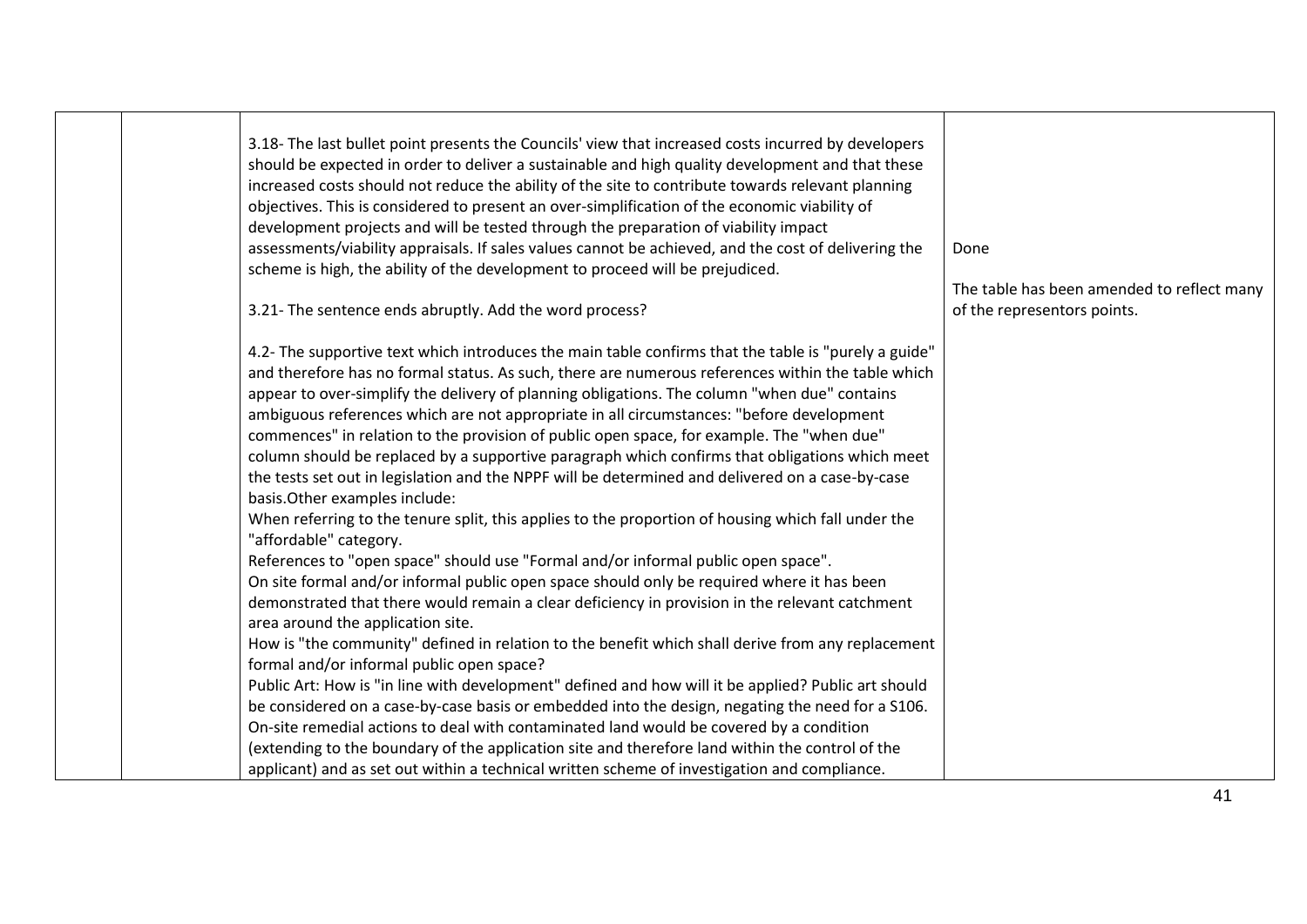|  |  |  |  |
|---|---|---|---|
|  |  | 3.18- The last bullet point presents the Councils' view that increased costs incurred by developers should be expected in order to deliver a sustainable and high quality development and that these increased costs should not reduce the ability of the site to contribute towards relevant planning objectives. This is considered to present an over-simplification of the economic viability of development projects and will be tested through the preparation of viability impact assessments/viability appraisals. If sales values cannot be achieved, and the cost of delivering the scheme is high, the ability of the development to proceed will be prejudiced.<br><br>3.21- The sentence ends abruptly. Add the word process?<br><br>4.2- The supportive text which introduces the main table confirms that the table is "purely a guide" and therefore has no formal status. As such, there are numerous references within the table which appear to over-simplify the delivery of planning obligations. The column "when due" contains ambiguous references which are not appropriate in all circumstances: "before development commences" in relation to the provision of public open space, for example. The "when due" column should be replaced by a supportive paragraph which confirms that obligations which meet the tests set out in legislation and the NPPF will be determined and delivered on a case-by-case basis.Other examples include:<br>When referring to the tenure split, this applies to the proportion of housing which fall under the "affordable" category.<br>References to "open space" should use "Formal and/or informal public open space".<br>On site formal and/or informal public open space should only be required where it has been demonstrated that there would remain a clear deficiency in provision in the relevant catchment area around the application site.<br>How is "the community" defined in relation to the benefit which shall derive from any replacement formal and/or informal public open space?<br>Public Art: How is "in line with development" defined and how will it be applied? Public art should be considered on a case-by-case basis or embedded into the design, negating the need for a S106.<br>On-site remedial actions to deal with contaminated land would be covered by a condition (extending to the boundary of the application site and therefore land within the control of the applicant) and as set out within a technical written scheme of investigation and compliance. | Done<br><br>The table has been amended to reflect many of the representors points. |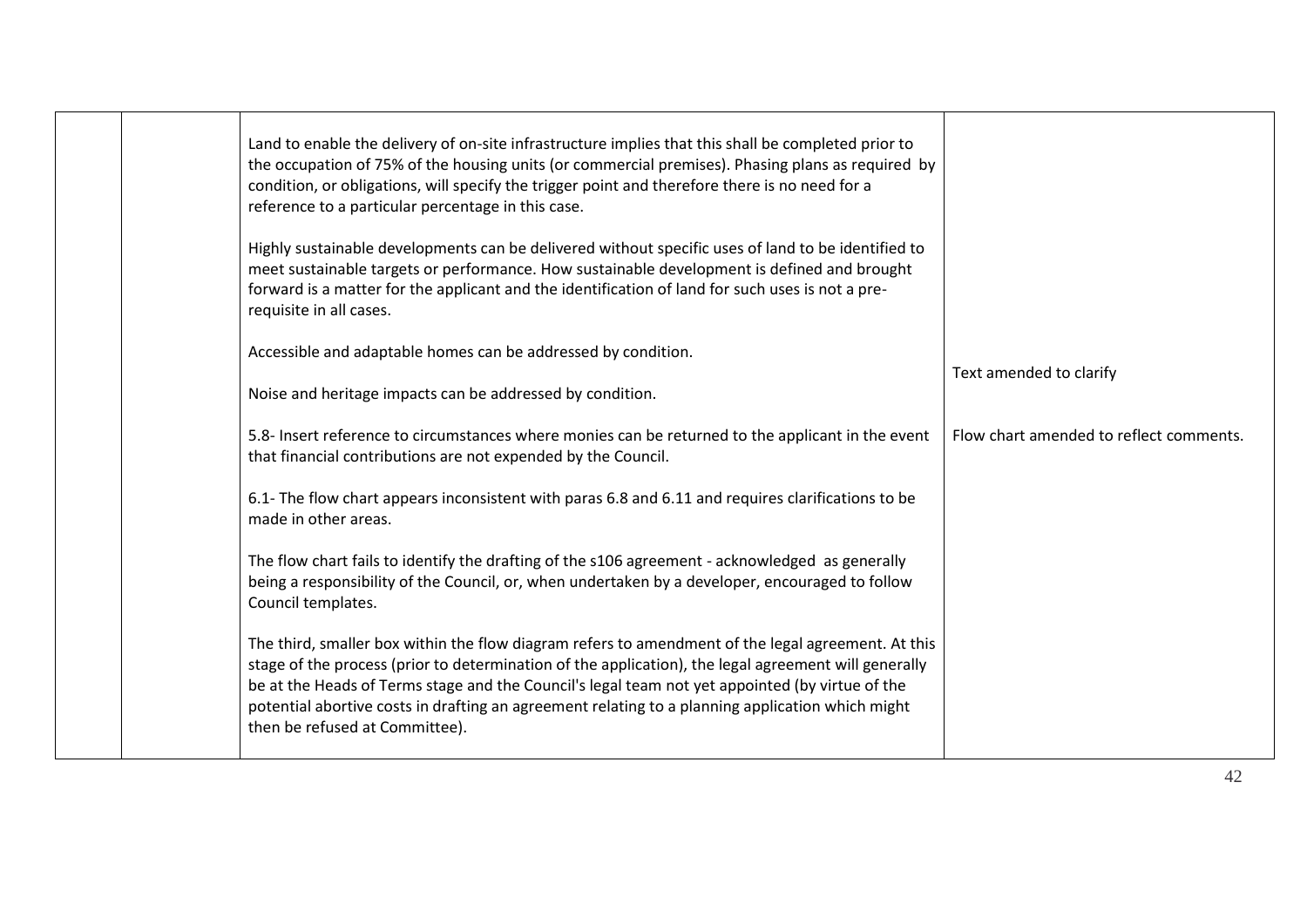|  |  |  |  |
|---|---|---|---|
|  |  | Land to enable the delivery of on-site infrastructure implies that this shall be completed prior to the occupation of 75% of the housing units (or commercial premises). Phasing plans as required by condition, or obligations, will specify the trigger point and therefore there is no need for a reference to a particular percentage in this case.<br><br>Highly sustainable developments can be delivered without specific uses of land to be identified to meet sustainable targets or performance. How sustainable development is defined and brought forward is a matter for the applicant and the identification of land for such uses is not a pre-requisite in all cases.<br><br>Accessible and adaptable homes can be addressed by condition.<br><br>Noise and heritage impacts can be addressed by condition.<br><br>5.8- Insert reference to circumstances where monies can be returned to the applicant in the event that financial contributions are not expended by the Council.<br><br>6.1- The flow chart appears inconsistent with paras 6.8 and 6.11 and requires clarifications to be made in other areas.<br><br>The flow chart fails to identify the drafting of the s106 agreement - acknowledged as generally being a responsibility of the Council, or, when undertaken by a developer, encouraged to follow Council templates.<br><br>The third, smaller box within the flow diagram refers to amendment of the legal agreement. At this stage of the process (prior to determination of the application), the legal agreement will generally be at the Heads of Terms stage and the Council's legal team not yet appointed (by virtue of the potential abortive costs in drafting an agreement relating to a planning application which might then be refused at Committee). | Text amended to clarify<br><br>Flow chart amended to reflect comments. |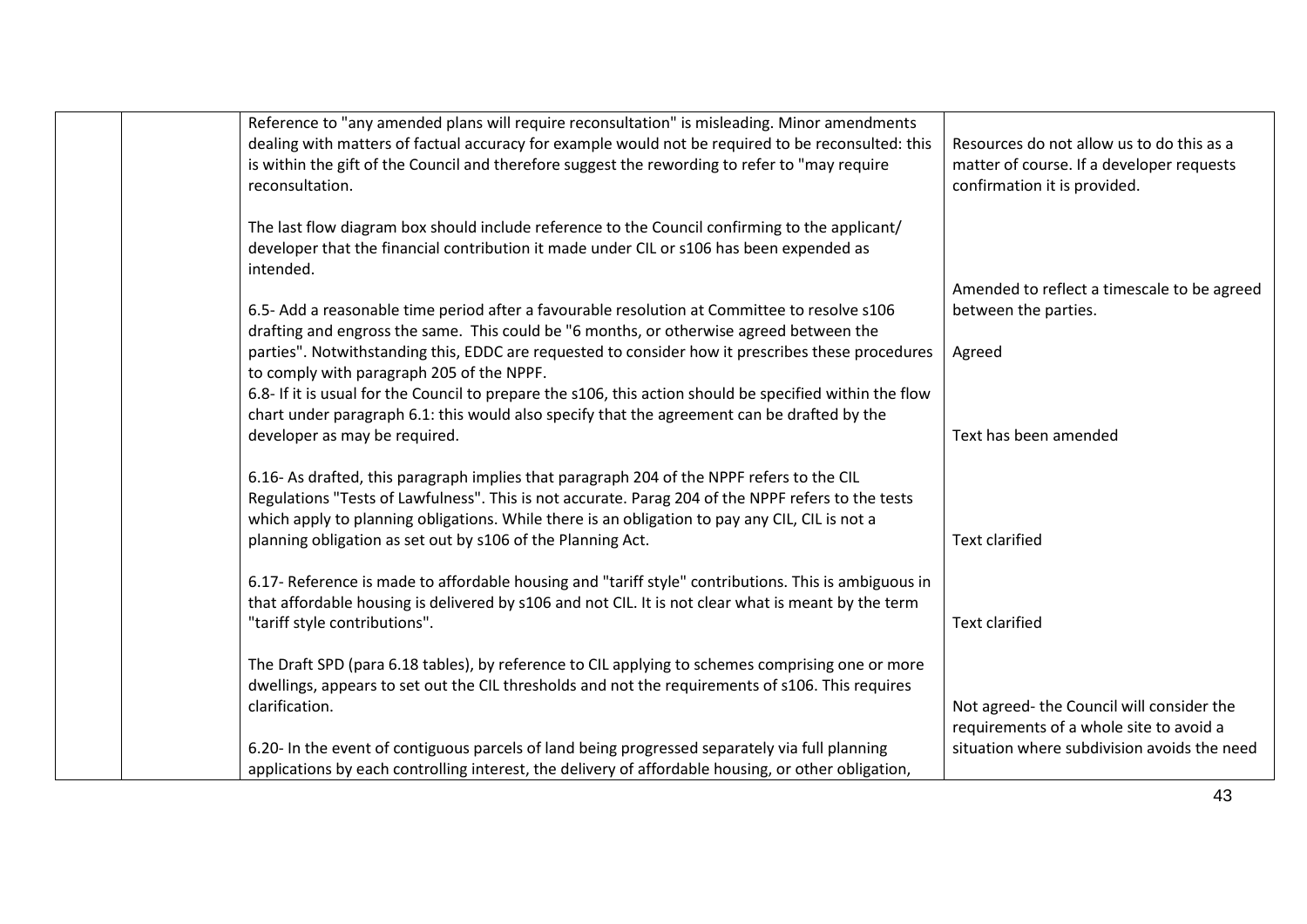| | | | |
|---|---|---|---|
| | | Reference to "any amended plans will require reconsultation" is misleading. Minor amendments dealing with matters of factual accuracy for example would not be required to be reconsulted: this is within the gift of the Council and therefore suggest the rewording to refer to "may require reconsultation.<br><br>The last flow diagram box should include reference to the Council confirming to the applicant/ developer that the financial contribution it made under CIL or s106 has been expended as intended.<br><br>6.5- Add a reasonable time period after a favourable resolution at Committee to resolve s106 drafting and engross the same. This could be "6 months, or otherwise agreed between the parties". Notwithstanding this, EDDC are requested to consider how it prescribes these procedures to comply with paragraph 205 of the NPPF.<br>6.8- If it is usual for the Council to prepare the s106, this action should be specified within the flow chart under paragraph 6.1: this would also specify that the agreement can be drafted by the developer as may be required.<br><br>6.16- As drafted, this paragraph implies that paragraph 204 of the NPPF refers to the CIL Regulations "Tests of Lawfulness". This is not accurate. Parag 204 of the NPPF refers to the tests which apply to planning obligations. While there is an obligation to pay any CIL, CIL is not a planning obligation as set out by s106 of the Planning Act.<br><br>6.17- Reference is made to affordable housing and "tariff style" contributions. This is ambiguous in that affordable housing is delivered by s106 and not CIL. It is not clear what is meant by the term "tariff style contributions".<br><br>The Draft SPD (para 6.18 tables), by reference to CIL applying to schemes comprising one or more dwellings, appears to set out the CIL thresholds and not the requirements of s106. This requires clarification.<br><br>6.20- In the event of contiguous parcels of land being progressed separately via full planning applications by each controlling interest, the delivery of affordable housing, or other obligation, | Resources do not allow us to do this as a matter of course. If a developer requests confirmation it is provided.<br><br>Amended to reflect a timescale to be agreed between the parties.<br><br>Agreed<br><br>Text has been amended<br><br>Text clarified<br><br>Text clarified<br><br>Not agreed- the Council will consider the requirements of a whole site to avoid a situation where subdivision avoids the need |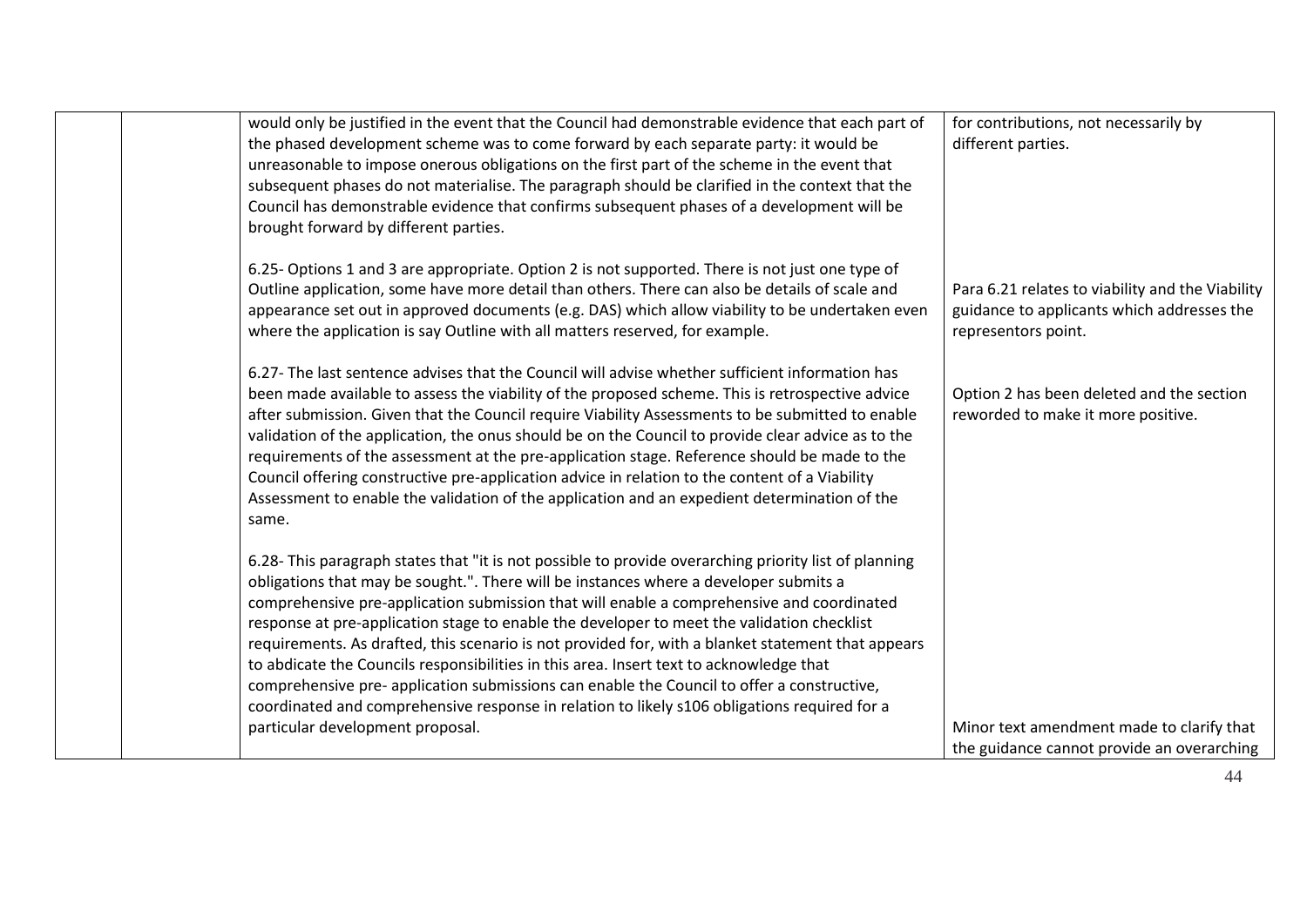| | | | |
|---|---|---|---|
| | | would only be justified in the event that the Council had demonstrable evidence that each part of the phased development scheme was to come forward by each separate party: it would be unreasonable to impose onerous obligations on the first part of the scheme in the event that subsequent phases do not materialise. The paragraph should be clarified in the context that the Council has demonstrable evidence that confirms subsequent phases of a development will be brought forward by different parties.<br><br>6.25- Options 1 and 3 are appropriate. Option 2 is not supported. There is not just one type of Outline application, some have more detail than others. There can also be details of scale and appearance set out in approved documents (e.g. DAS) which allow viability to be undertaken even where the application is say Outline with all matters reserved, for example.<br><br>6.27- The last sentence advises that the Council will advise whether sufficient information has been made available to assess the viability of the proposed scheme. This is retrospective advice after submission. Given that the Council require Viability Assessments to be submitted to enable validation of the application, the onus should be on the Council to provide clear advice as to the requirements of the assessment at the pre-application stage. Reference should be made to the Council offering constructive pre-application advice in relation to the content of a Viability Assessment to enable the validation of the application and an expedient determination of the same.<br><br>6.28- This paragraph states that "it is not possible to provide overarching priority list of planning obligations that may be sought.". There will be instances where a developer submits a comprehensive pre-application submission that will enable a comprehensive and coordinated response at pre-application stage to enable the developer to meet the validation checklist requirements. As drafted, this scenario is not provided for, with a blanket statement that appears to abdicate the Councils responsibilities in this area. Insert text to acknowledge that comprehensive pre- application submissions can enable the Council to offer a constructive, coordinated and comprehensive response in relation to likely s106 obligations required for a particular development proposal. | for contributions, not necessarily by different parties.<br><br>Para 6.21 relates to viability and the Viability guidance to applicants which addresses the representors point.<br><br>Option 2 has been deleted and the section reworded to make it more positive.<br><br>Minor text amendment made to clarify that the guidance cannot provide an overarching |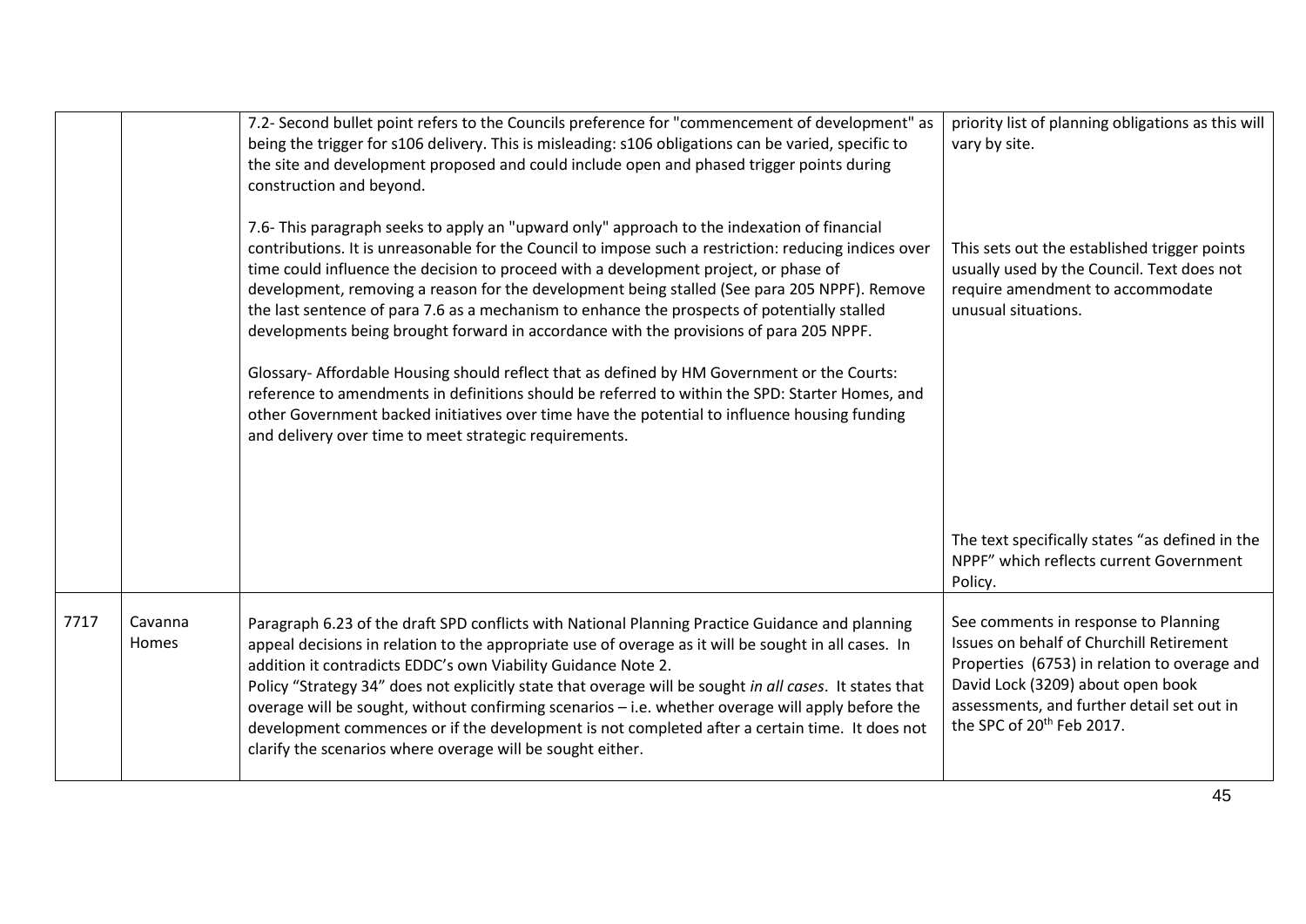| | | | |
|---|---|---|---|
| | | 7.2- Second bullet point refers to the Councils preference for "commencement of development" as being the trigger for s106 delivery. This is misleading: s106 obligations can be varied, specific to the site and development proposed and could include open and phased trigger points during construction and beyond.<br><br>7.6- This paragraph seeks to apply an "upward only" approach to the indexation of financial contributions. It is unreasonable for the Council to impose such a restriction: reducing indices over time could influence the decision to proceed with a development project, or phase of development, removing a reason for the development being stalled (See para 205 NPPF). Remove the last sentence of para 7.6 as a mechanism to enhance the prospects of potentially stalled developments being brought forward in accordance with the provisions of para 205 NPPF.<br><br>Glossary- Affordable Housing should reflect that as defined by HM Government or the Courts: reference to amendments in definitions should be referred to within the SPD: Starter Homes, and other Government backed initiatives over time have the potential to influence housing funding and delivery over time to meet strategic requirements. | priority list of planning obligations as this will vary by site.<br><br>This sets out the established trigger points usually used by the Council. Text does not require amendment to accommodate unusual situations.<br><br>The text specifically states "as defined in the NPPF" which reflects current Government Policy. |
| 7717 | Cavanna Homes | Paragraph 6.23 of the draft SPD conflicts with National Planning Practice Guidance and planning appeal decisions in relation to the appropriate use of overage as it will be sought in all cases. In addition it contradicts EDDC's own Viability Guidance Note 2.<br>Policy "Strategy 34" does not explicitly state that overage will be sought *in all cases*. It states that overage will be sought, without confirming scenarios – i.e. whether overage will apply before the development commences or if the development is not completed after a certain time. It does not clarify the scenarios where overage will be sought either. | See comments in response to Planning Issues on behalf of Churchill Retirement Properties (6753) in relation to overage and David Lock (3209) about open book assessments, and further detail set out in the SPC of 20th Feb 2017. |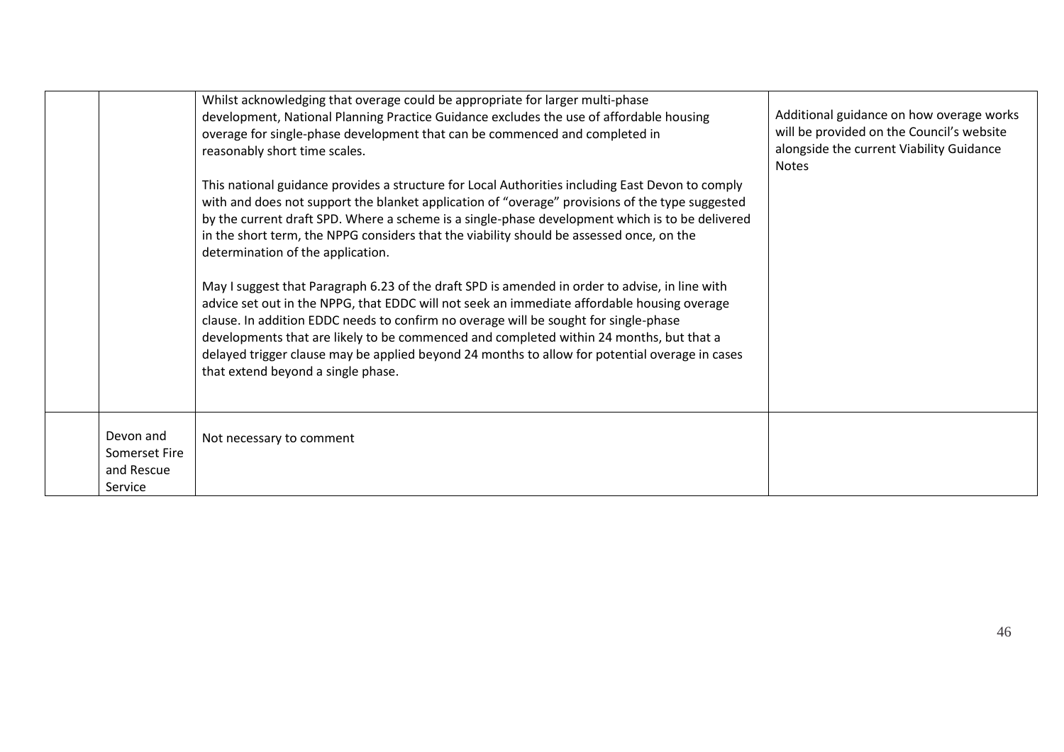| | | | |
|---|---|---|---|
| | | Whilst acknowledging that overage could be appropriate for larger multi-phase development, National Planning Practice Guidance excludes the use of affordable housing overage for single-phase development that can be commenced and completed in reasonably short time scales.<br><br>This national guidance provides a structure for Local Authorities including East Devon to comply with and does not support the blanket application of "overage" provisions of the type suggested by the current draft SPD. Where a scheme is a single-phase development which is to be delivered in the short term, the NPPG considers that the viability should be assessed once, on the determination of the application.<br><br>May I suggest that Paragraph 6.23 of the draft SPD is amended in order to advise, in line with advice set out in the NPPG, that EDDC will not seek an immediate affordable housing overage clause. In addition EDDC needs to confirm no overage will be sought for single-phase developments that are likely to be commenced and completed within 24 months, but that a delayed trigger clause may be applied beyond 24 months to allow for potential overage in cases that extend beyond a single phase. | Additional guidance on how overage works will be provided on the Council's website alongside the current Viability Guidance Notes |
| | Devon and Somerset Fire and Rescue Service | Not necessary to comment | |